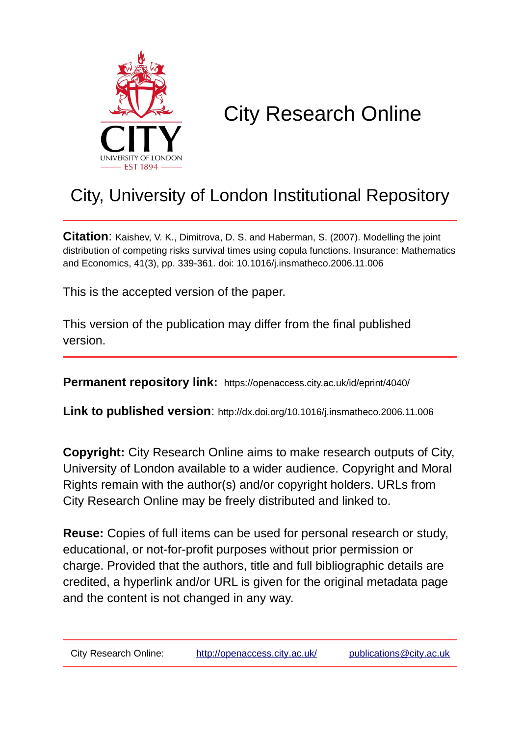# City Research Online

## City, University of London Institutional Repository

**Citation**: Kaishev, V. K., Dimitrova, D. S. and Haberman, S. (2007). Modelling the joint distribution of competing risks survival times using copula functions. Insurance: Mathematics and Economics, 41(3), pp. 339-361. doi: 10.1016/j.insmatheco.2006.11.006

This is the accepted version of the paper.

This version of the publication may differ from the final published version.

---

**Permanent repository link:** https://openaccess.city.ac.uk/id/eprint/4040/

**Link to published version**: http://dx.doi.org/10.1016/j.insmatheco.2006.11.006

**Copyright:** City Research Online aims to make research outputs of City, University of London available to a wider audience. Copyright and Moral Rights remain with the author(s) and/or copyright holders. URLs from City Research Online may be freely distributed and linked to.

**Reuse:** Copies of full items can be used for personal research or study, educational, or not-for-profit purposes without prior permission or charge. Provided that the authors, title and full bibliographic details are credited, a hyperlink and/or URL is given for the original metadata page and the content is not changed in any way.

---

City Research Online: http://openaccess.city.ac.uk/ publications@city.ac.uk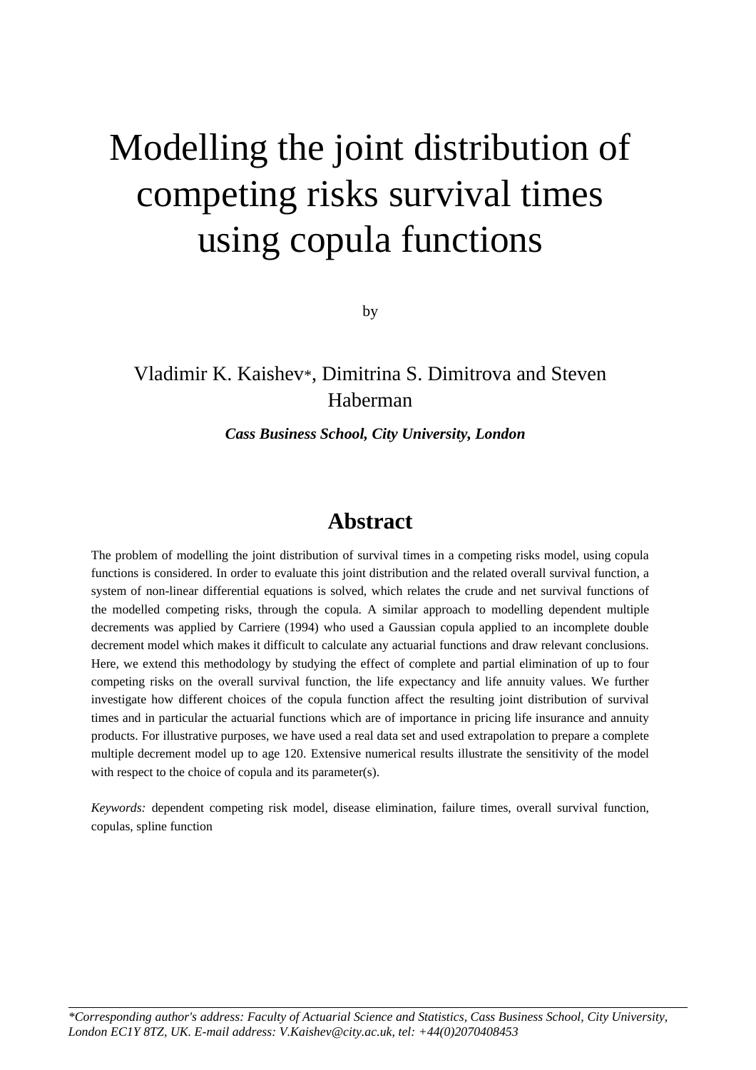# Modelling the joint distribution of competing risks survival times using copula functions

by

Vladimir K. Kaishev*, Dimitrina S. Dimitrova and Steven Haberman

***Cass Business School, City University, London***

## Abstract

The problem of modelling the joint distribution of survival times in a competing risks model, using copula functions is considered. In order to evaluate this joint distribution and the related overall survival function, a system of non-linear differential equations is solved, which relates the crude and net survival functions of the modelled competing risks, through the copula. A similar approach to modelling dependent multiple decrements was applied by Carriere (1994) who used a Gaussian copula applied to an incomplete double decrement model which makes it difficult to calculate any actuarial functions and draw relevant conclusions. Here, we extend this methodology by studying the effect of complete and partial elimination of up to four competing risks on the overall survival function, the life expectancy and life annuity values. We further investigate how different choices of the copula function affect the resulting joint distribution of survival times and in particular the actuarial functions which are of importance in pricing life insurance and annuity products. For illustrative purposes, we have used a real data set and used extrapolation to prepare a complete multiple decrement model up to age 120. Extensive numerical results illustrate the sensitivity of the model with respect to the choice of copula and its parameter(s).

*Keywords:* dependent competing risk model, disease elimination, failure times, overall survival function, copulas, spline function

---

*\*Corresponding author's address: Faculty of Actuarial Science and Statistics, Cass Business School, City University, London EC1Y 8TZ, UK. E-mail address: V.Kaishev@city.ac.uk, tel: +44(0)2070408453*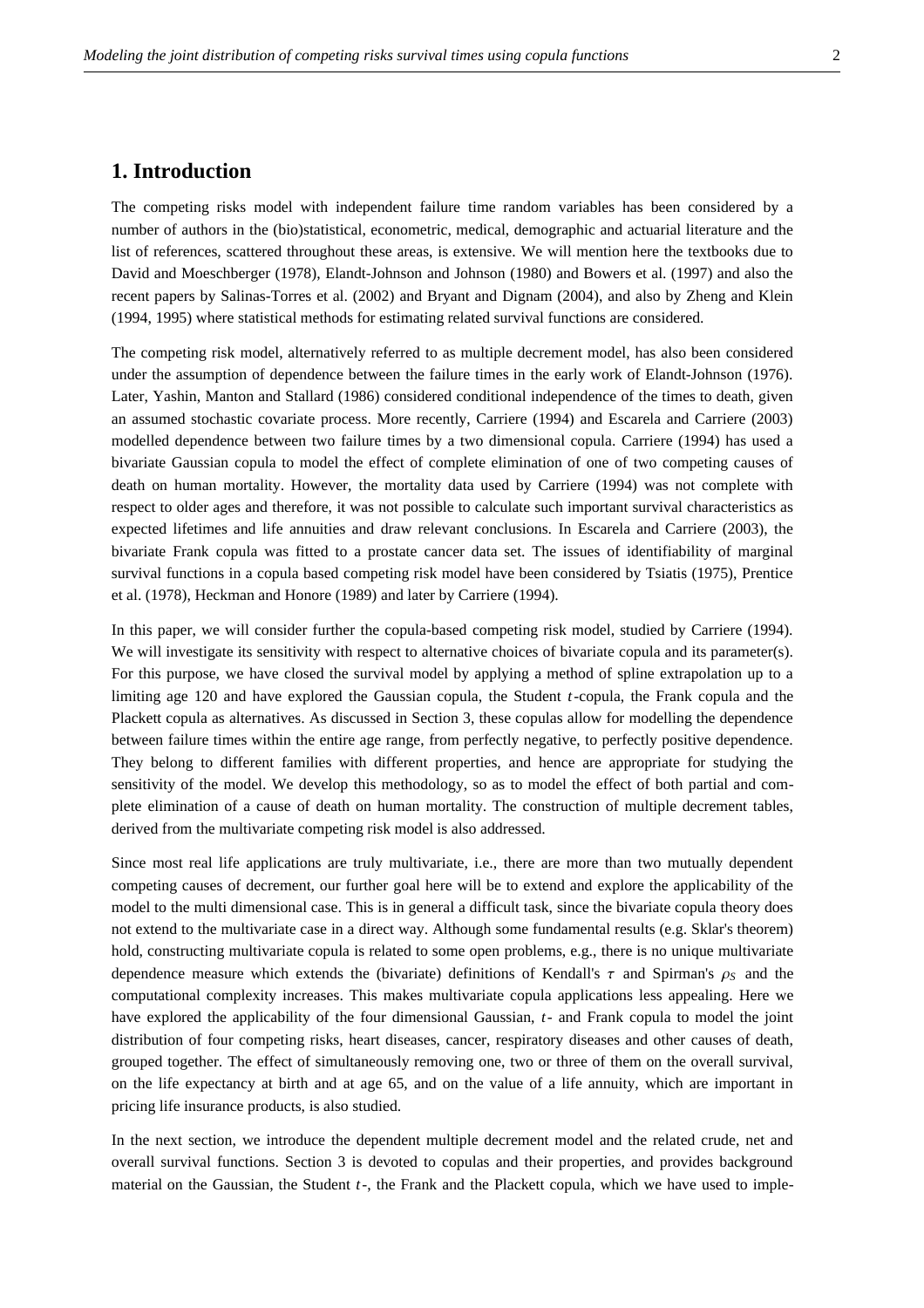## 1. Introduction

The competing risks model with independent failure time random variables has been considered by a number of authors in the (bio)statistical, econometric, medical, demographic and actuarial literature and the list of references, scattered throughout these areas, is extensive. We will mention here the textbooks due to David and Moeschberger (1978), Elandt-Johnson and Johnson (1980) and Bowers et al. (1997) and also the recent papers by Salinas-Torres et al. (2002) and Bryant and Dignam (2004), and also by Zheng and Klein (1994, 1995) where statistical methods for estimating related survival functions are considered.

The competing risk model, alternatively referred to as multiple decrement model, has also been considered under the assumption of dependence between the failure times in the early work of Elandt-Johnson (1976). Later, Yashin, Manton and Stallard (1986) considered conditional independence of the times to death, given an assumed stochastic covariate process. More recently, Carriere (1994) and Escarela and Carriere (2003) modelled dependence between two failure times by a two dimensional copula. Carriere (1994) has used a bivariate Gaussian copula to model the effect of complete elimination of one of two competing causes of death on human mortality. However, the mortality data used by Carriere (1994) was not complete with respect to older ages and therefore, it was not possible to calculate such important survival characteristics as expected lifetimes and life annuities and draw relevant conclusions. In Escarela and Carriere (2003), the bivariate Frank copula was fitted to a prostate cancer data set. The issues of identifiability of marginal survival functions in a copula based competing risk model have been considered by Tsiatis (1975), Prentice et al. (1978), Heckman and Honore (1989) and later by Carriere (1994).

In this paper, we will consider further the copula-based competing risk model, studied by Carriere (1994). We will investigate its sensitivity with respect to alternative choices of bivariate copula and its parameter(s). For this purpose, we have closed the survival model by applying a method of spline extrapolation up to a limiting age 120 and have explored the Gaussian copula, the Student $t$-copula, the Frank copula and the Plackett copula as alternatives. As discussed in Section 3, these copulas allow for modelling the dependence between failure times within the entire age range, from perfectly negative, to perfectly positive dependence. They belong to different families with different properties, and hence are appropriate for studying the sensitivity of the model. We develop this methodology, so as to model the effect of both partial and complete elimination of a cause of death on human mortality. The construction of multiple decrement tables, derived from the multivariate competing risk model is also addressed.

Since most real life applications are truly multivariate, i.e., there are more than two mutually dependent competing causes of decrement, our further goal here will be to extend and explore the applicability of the model to the multi dimensional case. This is in general a difficult task, since the bivariate copula theory does not extend to the multivariate case in a direct way. Although some fundamental results (e.g. Sklar's theorem) hold, constructing multivariate copula is related to some open problems, e.g., there is no unique multivariate dependence measure which extends the (bivariate) definitions of Kendall's $\tau$ and Spirman's $\rho_S$ and the computational complexity increases. This makes multivariate copula applications less appealing. Here we have explored the applicability of the four dimensional Gaussian, $t$- and Frank copula to model the joint distribution of four competing risks, heart diseases, cancer, respiratory diseases and other causes of death, grouped together. The effect of simultaneously removing one, two or three of them on the overall survival, on the life expectancy at birth and at age 65, and on the value of a life annuity, which are important in pricing life insurance products, is also studied.

In the next section, we introduce the dependent multiple decrement model and the related crude, net and overall survival functions. Section 3 is devoted to copulas and their properties, and provides background material on the Gaussian, the Student $t$-, the Frank and the Plackett copula, which we have used to imple-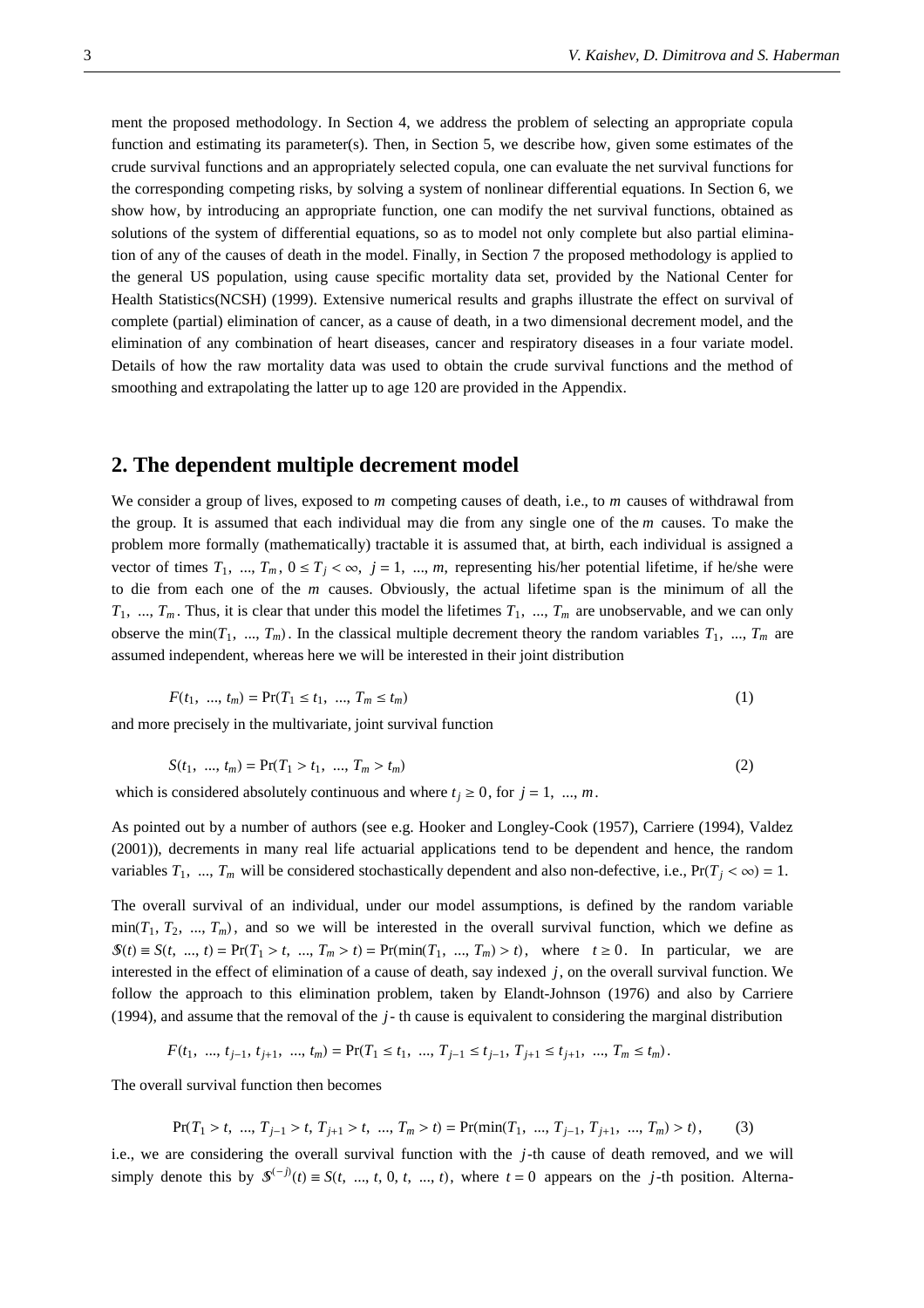ment the proposed methodology. In Section 4, we address the problem of selecting an appropriate copula function and estimating its parameter(s). Then, in Section 5, we describe how, given some estimates of the crude survival functions and an appropriately selected copula, one can evaluate the net survival functions for the corresponding competing risks, by solving a system of nonlinear differential equations. In Section 6, we show how, by introducing an appropriate function, one can modify the net survival functions, obtained as solutions of the system of differential equations, so as to model not only complete but also partial elimination of any of the causes of death in the model. Finally, in Section 7 the proposed methodology is applied to the general US population, using cause specific mortality data set, provided by the National Center for Health Statistics(NCSH) (1999). Extensive numerical results and graphs illustrate the effect on survival of complete (partial) elimination of cancer, as a cause of death, in a two dimensional decrement model, and the elimination of any combination of heart diseases, cancer and respiratory diseases in a four variate model. Details of how the raw mortality data was used to obtain the crude survival functions and the method of smoothing and extrapolating the latter up to age 120 are provided in the Appendix.

## 2. The dependent multiple decrement model

We consider a group of lives, exposed to $m$ competing causes of death, i.e., to $m$ causes of withdrawal from the group. It is assumed that each individual may die from any single one of the $m$ causes. To make the problem more formally (mathematically) tractable it is assumed that, at birth, each individual is assigned a vector of times $T_1, \ldots, T_m$, $0 \le T_j < \infty$, $j = 1, \ldots, m$, representing his/her potential lifetime, if he/she were to die from each one of the $m$ causes. Obviously, the actual lifetime span is the minimum of all the $T_1, \ldots, T_m$. Thus, it is clear that under this model the lifetimes $T_1, \ldots, T_m$ are unobservable, and we can only observe the $\min(T_1, \ldots, T_m)$. In the classical multiple decrement theory the random variables $T_1, \ldots, T_m$ are assumed independent, whereas here we will be interested in their joint distribution

$$F(t_1, \ldots, t_m) = \Pr(T_1 \le t_1, \ldots, T_m \le t_m) \tag{1}$$

and more precisely in the multivariate, joint survival function

$$S(t_1, \ldots, t_m) = \Pr(T_1 > t_1, \ldots, T_m > t_m) \tag{2}$$

which is considered absolutely continuous and where $t_j \ge 0$, for $j = 1, \ldots, m$.

As pointed out by a number of authors (see e.g. Hooker and Longley-Cook (1957), Carriere (1994), Valdez (2001)), decrements in many real life actuarial applications tend to be dependent and hence, the random variables $T_1, \ldots, T_m$ will be considered stochastically dependent and also non-defective, i.e., $\Pr(T_j < \infty) = 1$.

The overall survival of an individual, under our model assumptions, is defined by the random variable $\min(T_1, T_2, \ldots, T_m)$, and so we will be interested in the overall survival function, which we define as $\mathcal{S}(t) \equiv S(t, \ldots, t) = \Pr(T_1 > t, \ldots, T_m > t) = \Pr(\min(T_1, \ldots, T_m) > t)$, where $t \ge 0$. In particular, we are interested in the effect of elimination of a cause of death, say indexed $j$, on the overall survival function. We follow the approach to this elimination problem, taken by Elandt-Johnson (1976) and also by Carriere (1994), and assume that the removal of the $j$- th cause is equivalent to considering the marginal distribution

$$F(t_1, \ldots, t_{j-1}, t_{j+1}, \ldots, t_m) = \Pr(T_1 \le t_1, \ldots, T_{j-1} \le t_{j-1}, T_{j+1} \le t_{j+1}, \ldots, T_m \le t_m).$$

The overall survival function then becomes

$$\Pr(T_1 > t, \ldots, T_{j-1} > t, T_{j+1} > t, \ldots, T_m > t) = \Pr(\min(T_1, \ldots, T_{j-1}, T_{j+1}, \ldots, T_m) > t), \tag{3}$$

i.e., we are considering the overall survival function with the $j$-th cause of death removed, and we will simply denote this by $\mathcal{S}^{(-j)}(t) \equiv S(t, \ldots, t, 0, t, \ldots, t)$, where $t = 0$ appears on the $j$-th position. Alterna-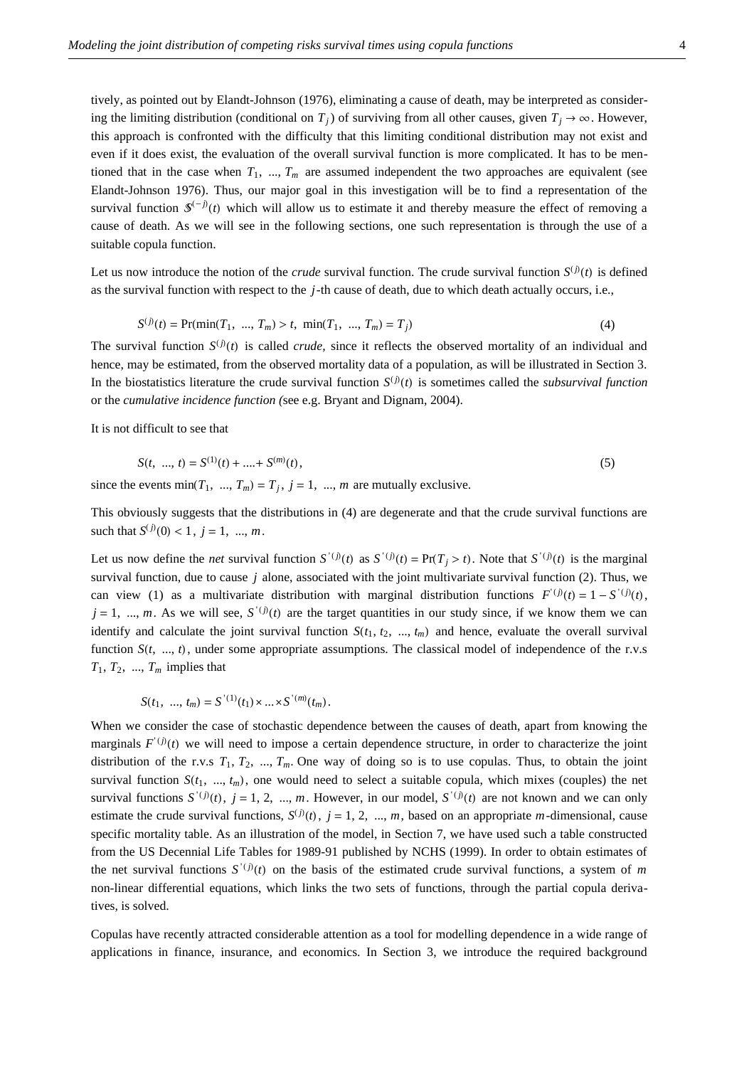tively, as pointed out by Elandt-Johnson (1976), eliminating a cause of death, may be interpreted as considering the limiting distribution (conditional on $T_j$) of surviving from all other causes, given $T_j \to \infty$. However, this approach is confronted with the difficulty that this limiting conditional distribution may not exist and even if it does exist, the evaluation of the overall survival function is more complicated. It has to be mentioned that in the case when $T_1, \ ..., T_m$ are assumed independent the two approaches are equivalent (see Elandt-Johnson 1976). Thus, our major goal in this investigation will be to find a representation of the survival function $\mathcal{S}^{(-j)}(t)$ which will allow us to estimate it and thereby measure the effect of removing a cause of death. As we will see in the following sections, one such representation is through the use of a suitable copula function.

Let us now introduce the notion of the *crude* survival function. The crude survival function $S^{(j)}(t)$ is defined as the survival function with respect to the $j$-th cause of death, due to which death actually occurs, i.e.,

$$S^{(j)}(t) = \Pr(\min(T_1, \ ..., T_m) > t, \ \min(T_1, \ ..., T_m) = T_j) \tag{4}$$

The survival function $S^{(j)}(t)$ is called *crude*, since it reflects the observed mortality of an individual and hence, may be estimated, from the observed mortality data of a population, as will be illustrated in Section 3. In the biostatistics literature the crude survival function $S^{(j)}(t)$ is sometimes called the *subsurvival function* or the *cumulative incidence function (*see e.g. Bryant and Dignam, 2004).

It is not difficult to see that

$$S(t, \ ..., t) = S^{(1)}(t) + .... + S^{(m)}(t), \tag{5}$$

since the events $\min(T_1, \ ..., T_m) = T_j$, $j = 1, \ ..., m$ are mutually exclusive.

This obviously suggests that the distributions in (4) are degenerate and that the crude survival functions are such that $S^{(j)}(0) < 1$, $j = 1, \ ..., m$.

Let us now define the *net* survival function $S^{'(j)}(t)$ as $S^{'(j)}(t) = \Pr(T_j > t)$. Note that $S^{'(j)}(t)$ is the marginal survival function, due to cause $j$ alone, associated with the joint multivariate survival function (2). Thus, we can view (1) as a multivariate distribution with marginal distribution functions $F^{'(j)}(t) = 1 - S^{'(j)}(t)$, $j = 1, \ ..., m$. As we will see, $S^{'(j)}(t)$ are the target quantities in our study since, if we know them we can identify and calculate the joint survival function $S(t_1, t_2, \ ..., t_m)$ and hence, evaluate the overall survival function $S(t, \ ..., t)$, under some appropriate assumptions. The classical model of independence of the r.v.s $T_1, T_2, \ ..., T_m$ implies that

$$S(t_1, \ ..., t_m) = S^{'(1)}(t_1) \times ... \times S^{'(m)}(t_m).$$

When we consider the case of stochastic dependence between the causes of death, apart from knowing the marginals $F^{'(j)}(t)$ we will need to impose a certain dependence structure, in order to characterize the joint distribution of the r.v.s $T_1, T_2, \ ..., T_m$. One way of doing so is to use copulas. Thus, to obtain the joint survival function $S(t_1, \ ..., t_m)$, one would need to select a suitable copula, which mixes (couples) the net survival functions $S^{'(j)}(t)$, $j = 1, 2, \ ..., m$. However, in our model, $S^{'(j)}(t)$ are not known and we can only estimate the crude survival functions, $S^{(j)}(t)$, $j = 1, 2, \ ..., m$, based on an appropriate $m$-dimensional, cause specific mortality table. As an illustration of the model, in Section 7, we have used such a table constructed from the US Decennial Life Tables for 1989-91 published by NCHS (1999). In order to obtain estimates of the net survival functions $S^{'(j)}(t)$ on the basis of the estimated crude survival functions, a system of $m$ non-linear differential equations, which links the two sets of functions, through the partial copula derivatives, is solved.

Copulas have recently attracted considerable attention as a tool for modelling dependence in a wide range of applications in finance, insurance, and economics. In Section 3, we introduce the required background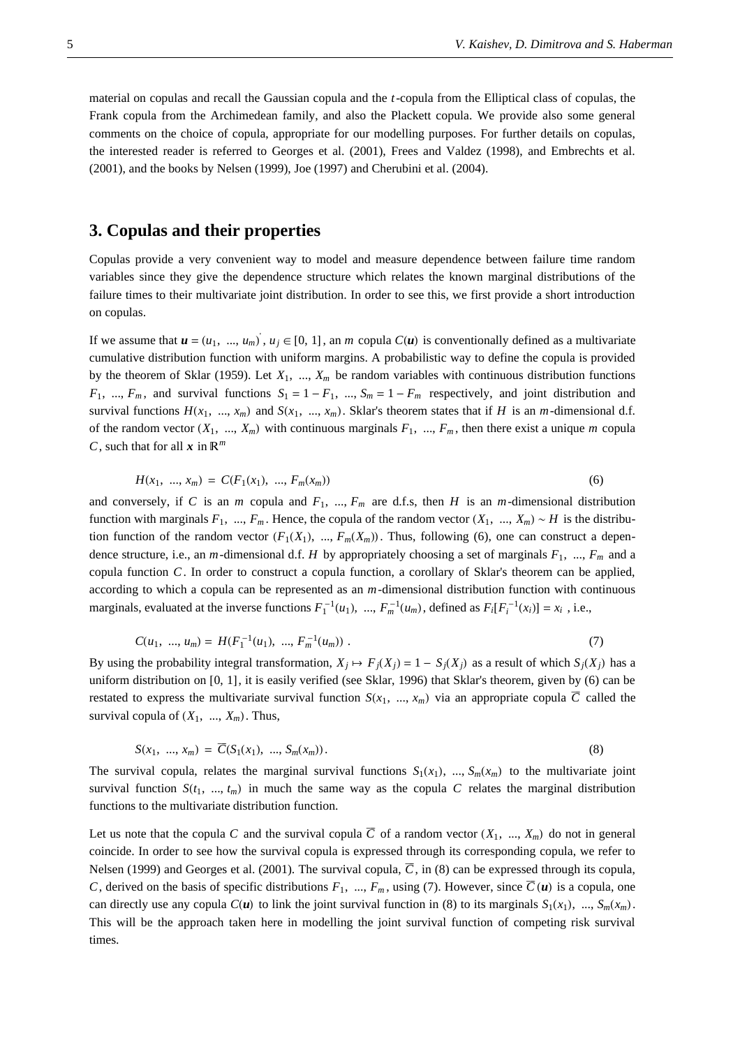material on copulas and recall the Gaussian copula and the $t$-copula from the Elliptical class of copulas, the Frank copula from the Archimedean family, and also the Plackett copula. We provide also some general comments on the choice of copula, appropriate for our modelling purposes. For further details on copulas, the interested reader is referred to Georges et al. (2001), Frees and Valdez (1998), and Embrechts et al. (2001), and the books by Nelsen (1999), Joe (1997) and Cherubini et al. (2004).

## 3. Copulas and their properties

Copulas provide a very convenient way to model and measure dependence between failure time random variables since they give the dependence structure which relates the known marginal distributions of the failure times to their multivariate joint distribution. In order to see this, we first provide a short introduction on copulas.

If we assume that $\boldsymbol{u} = (u_1, \ ..., \ u_m)^{'}$, $u_j \in [0, 1]$, an $m$ copula $C(\boldsymbol{u})$ is conventionally defined as a multivariate cumulative distribution function with uniform margins. A probabilistic way to define the copula is provided by the theorem of Sklar (1959). Let $X_1, \ ..., \ X_m$ be random variables with continuous distribution functions $F_1, \ ..., F_m$, and survival functions $S_1 = 1 - F_1, \ ..., S_m = 1 - F_m$ respectively, and joint distribution and survival functions $H(x_1, \ ..., \ x_m)$ and $S(x_1, \ ..., \ x_m)$. Sklar's theorem states that if $H$ is an $m$-dimensional d.f. of the random vector $(X_1, \ ..., \ X_m)$ with continuous marginals $F_1, \ ..., \ F_m$, then there exist a unique $m$ copula $C$, such that for all $\boldsymbol{x}$ in $\mathbb{R}^m$

$$H(x_1, \ ..., \ x_m) \ = \ C(F_1(x_1), \ ..., \ F_m(x_m)) \tag{6}$$

and conversely, if $C$ is an $m$ copula and $F_1, \ ..., F_m$ are d.f.s, then $H$ is an $m$-dimensional distribution function with marginals $F_1, \ ..., \ F_m$. Hence, the copula of the random vector $(X_1, \ ..., \ X_m) \sim H$ is the distribution function of the random vector $(F_1(X_1), \ ..., \ F_m(X_m))$. Thus, following (6), one can construct a dependence structure, i.e., an $m$-dimensional d.f. $H$ by appropriately choosing a set of marginals $F_1, \ ..., \ F_m$ and a copula function $C$. In order to construct a copula function, a corollary of Sklar's theorem can be applied, according to which a copula can be represented as an $m$-dimensional distribution function with continuous marginals, evaluated at the inverse functions $F_1^{-1}(u_1), \ ..., \ F_m^{-1}(u_m)$, defined as $F_i[F_i^{-1}(x_i)] = x_i$ , i.e.,

$$C(u_1, \ ..., \ u_m) = \ H(F_1^{-1}(u_1), \ ..., \ F_m^{-1}(u_m)) \ . \tag{7}$$

By using the probability integral transformation, $X_j \mapsto F_j(X_j) = 1 - \ S_j(X_j)$ as a result of which $S_j(X_j)$ has a uniform distribution on $[0, 1]$, it is easily verified (see Sklar, 1996) that Sklar's theorem, given by (6) can be restated to express the multivariate survival function $S(x_1, \ ..., \ x_m)$ via an appropriate copula $\overline{C}$ called the survival copula of $(X_1, \ ..., \ X_m)$. Thus,

$$S(x_1, \ ..., \ x_m) \ = \ \overline{C}(S_1(x_1), \ ..., \ S_m(x_m)). \tag{8}$$

The survival copula, relates the marginal survival functions $S_1(x_1), \ ..., S_m(x_m)$ to the multivariate joint survival function $S(t_1, \ ..., \ t_m)$ in much the same way as the copula $C$ relates the marginal distribution functions to the multivariate distribution function.

Let us note that the copula $C$ and the survival copula $\overline{C}$ of a random vector $(X_1, \ ..., \ X_m)$ do not in general coincide. In order to see how the survival copula is expressed through its corresponding copula, we refer to Nelsen (1999) and Georges et al. (2001). The survival copula, $\overline{C}$, in (8) can be expressed through its copula, $C$, derived on the basis of specific distributions $F_1, \ ..., \ F_m$, using (7). However, since $\overline{C}(\boldsymbol{u})$ is a copula, one can directly use any copula $C(\boldsymbol{u})$ to link the joint survival function in (8) to its marginals $S_1(x_1), \ ..., \ S_m(x_m)$. This will be the approach taken here in modelling the joint survival function of competing risk survival times.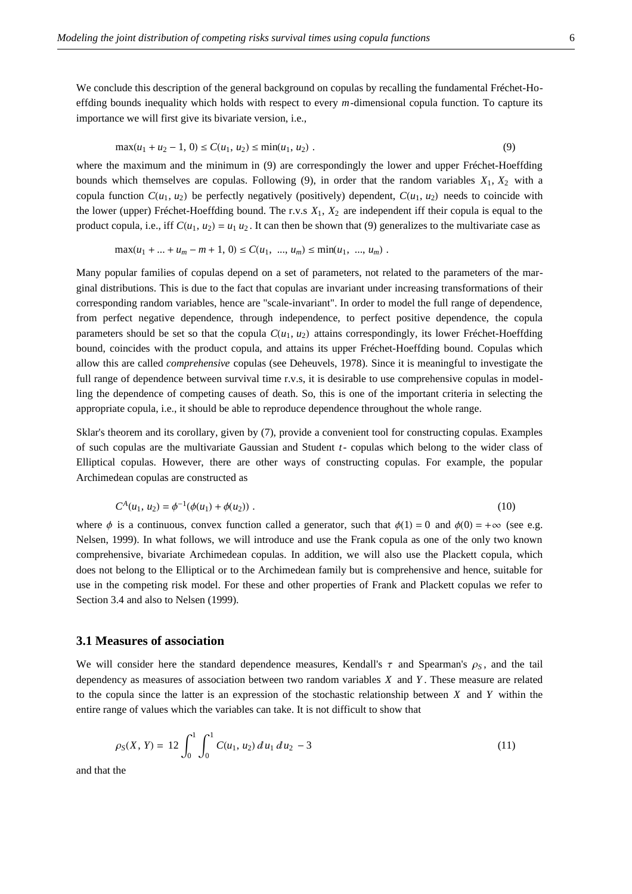We conclude this description of the general background on copulas by recalling the fundamental Fréchet-Hoeffding bounds inequality which holds with respect to every $m$-dimensional copula function. To capture its importance we will first give its bivariate version, i.e.,

$$\max(u_1 + u_2 - 1,\, 0) \le C(u_1,\, u_2) \le \min(u_1,\, u_2)\ . \tag{9}$$

where the maximum and the minimum in (9) are correspondingly the lower and upper Fréchet-Hoeffding bounds which themselves are copulas. Following (9), in order that the random variables $X_1$, $X_2$ with a copula function $C(u_1, u_2)$ be perfectly negatively (positively) dependent, $C(u_1, u_2)$ needs to coincide with the lower (upper) Fréchet-Hoeffding bound. The r.v.s $X_1$, $X_2$ are independent iff their copula is equal to the product copula, i.e., iff $C(u_1, u_2) = u_1 u_2$. It can then be shown that (9) generalizes to the multivariate case as

$$\max(u_1 + \ldots + u_m - m + 1,\, 0) \le C(u_1,\ \ldots,\, u_m) \le \min(u_1,\ \ldots,\, u_m)\ .$$

Many popular families of copulas depend on a set of parameters, not related to the parameters of the marginal distributions. This is due to the fact that copulas are invariant under increasing transformations of their corresponding random variables, hence are "scale-invariant". In order to model the full range of dependence, from perfect negative dependence, through independence, to perfect positive dependence, the copula parameters should be set so that the copula $C(u_1, u_2)$ attains correspondingly, its lower Fréchet-Hoeffding bound, coincides with the product copula, and attains its upper Fréchet-Hoeffding bound. Copulas which allow this are called *comprehensive* copulas (see Deheuvels, 1978). Since it is meaningful to investigate the full range of dependence between survival time r.v.s, it is desirable to use comprehensive copulas in modelling the dependence of competing causes of death. So, this is one of the important criteria in selecting the appropriate copula, i.e., it should be able to reproduce dependence throughout the whole range.

Sklar's theorem and its corollary, given by (7), provide a convenient tool for constructing copulas. Examples of such copulas are the multivariate Gaussian and Student $t$- copulas which belong to the wider class of Elliptical copulas. However, there are other ways of constructing copulas. For example, the popular Archimedean copulas are constructed as

$$C^A(u_1,\, u_2) = \phi^{-1}(\phi(u_1) + \phi(u_2))\ . \tag{10}$$

where $\phi$ is a continuous, convex function called a generator, such that $\phi(1) = 0$ and $\phi(0) = +\infty$ (see e.g. Nelsen, 1999). In what follows, we will introduce and use the Frank copula as one of the only two known comprehensive, bivariate Archimedean copulas. In addition, we will also use the Plackett copula, which does not belong to the Elliptical or to the Archimedean family but is comprehensive and hence, suitable for use in the competing risk model. For these and other properties of Frank and Plackett copulas we refer to Section 3.4 and also to Nelsen (1999).

### 3.1 Measures of association

We will consider here the standard dependence measures, Kendall's $\tau$ and Spearman's $\rho_S$, and the tail dependency as measures of association between two random variables $X$ and $Y$. These measure are related to the copula since the latter is an expression of the stochastic relationship between $X$ and $Y$ within the entire range of values which the variables can take. It is not difficult to show that

$$\rho_S(X,\, Y) = 12 \int_0^1 \int_0^1 C(u_1,\, u_2)\, d u_1\, d u_2 - 3 \tag{11}$$

and that the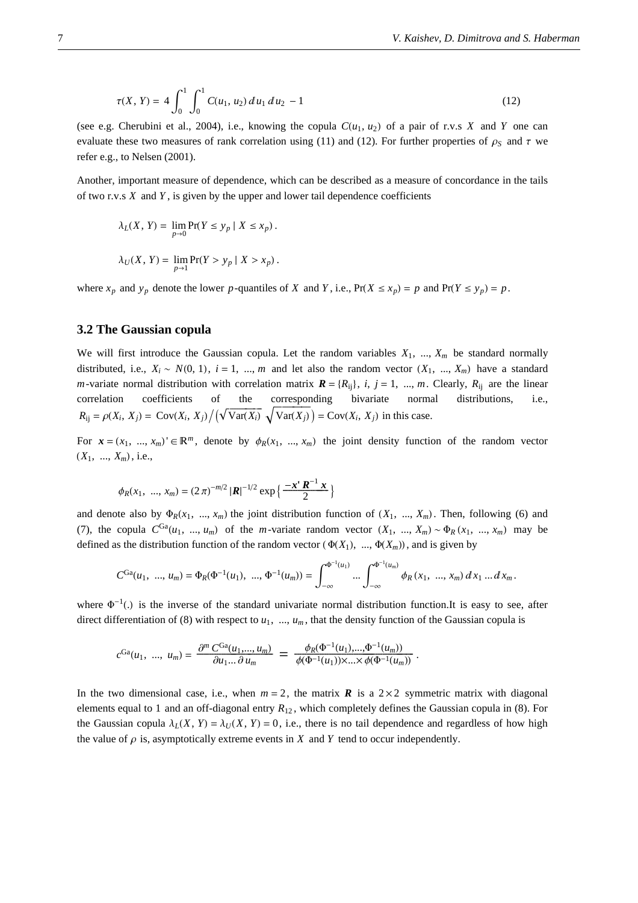$$\tau(X, Y) = 4 \int_0^1 \int_0^1 C(u_1, u_2)\, du_1\, du_2 - 1 \tag{12}$$

(see e.g. Cherubini et al., 2004), i.e., knowing the copula $C(u_1, u_2)$ of a pair of r.v.s $X$ and $Y$ one can evaluate these two measures of rank correlation using (11) and (12). For further properties of $\rho_S$ and $\tau$ we refer e.g., to Nelsen (2001).

Another, important measure of dependence, which can be described as a measure of concordance in the tails of two r.v.s $X$ and $Y$, is given by the upper and lower tail dependence coefficients

$$\lambda_L(X, Y) = \lim_{p \to 0} \Pr(Y \le y_p \mid X \le x_p).$$

$$\lambda_U(X, Y) = \lim_{p \to 1} \Pr(Y > y_p \mid X > x_p).$$

where $x_p$ and $y_p$ denote the lower $p$-quantiles of $X$ and $Y$, i.e., $\Pr(X \le x_p) = p$ and $\Pr(Y \le y_p) = p$.

### 3.2 The Gaussian copula

We will first introduce the Gaussian copula. Let the random variables $X_1, ..., X_m$ be standard normally distributed, i.e., $X_i \sim N(0, 1)$, $i = 1, ..., m$ and let also the random vector $(X_1, ..., X_m)$ have a standard $m$-variate normal distribution with correlation matrix $\boldsymbol{R} = \{R_{ij}\}$, $i, j = 1, ..., m$. Clearly, $R_{ij}$ are the linear correlation coefficients of the corresponding bivariate normal distributions, i.e., $R_{ij} = \rho(X_i, X_j) = \operatorname{Cov}(X_i, X_j) \Big/ \left(\sqrt{\operatorname{Var}(X_i)}\ \sqrt{\operatorname{Var}(X_j)}\right) = \operatorname{Cov}(X_i, X_j)$ in this case.

For $\boldsymbol{x} = (x_1, ..., x_m)' \in \mathbb{R}^m$, denote by $\phi_R(x_1, ..., x_m)$ the joint density function of the random vector $(X_1, ..., X_m)$, i.e.,

$$\phi_R(x_1, ..., x_m) = (2\pi)^{-m/2} |\boldsymbol{R}|^{-1/2} \exp\left\{ \frac{-\boldsymbol{x}' \boldsymbol{R}^{-1} \boldsymbol{x}}{2} \right\}$$

and denote also by $\Phi_R(x_1, ..., x_m)$ the joint distribution function of $(X_1, ..., X_m)$. Then, following (6) and (7), the copula $C^{\mathrm{Ga}}(u_1, ..., u_m)$ of the $m$-variate random vector $(X_1, ..., X_m) \sim \Phi_R(x_1, ..., x_m)$ may be defined as the distribution function of the random vector $(\Phi(X_1), ..., \Phi(X_m))$, and is given by

$$C^{\mathrm{Ga}}(u_1, ..., u_m) = \Phi_R(\Phi^{-1}(u_1), ..., \Phi^{-1}(u_m)) = \int_{-\infty}^{\Phi^{-1}(u_1)} ... \int_{-\infty}^{\Phi^{-1}(u_m)} \phi_R(x_1, ..., x_m)\, dx_1 ... dx_m.$$

where $\Phi^{-1}(.)$ is the inverse of the standard univariate normal distribution function.It is easy to see, after direct differentiation of (8) with respect to $u_1, ..., u_m$, that the density function of the Gaussian copula is

$$c^{\mathrm{Ga}}(u_1, ..., u_m) = \frac{\partial^m C^{\mathrm{Ga}}(u_1, ..., u_m)}{\partial u_1 ... \partial u_m} = \frac{\phi_R(\Phi^{-1}(u_1), ..., \Phi^{-1}(u_m))}{\phi(\Phi^{-1}(u_1)) \times ... \times \phi(\Phi^{-1}(u_m))}.$$

In the two dimensional case, i.e., when $m = 2$, the matrix $\boldsymbol{R}$ is a $2 \times 2$ symmetric matrix with diagonal elements equal to 1 and an off-diagonal entry $R_{12}$, which completely defines the Gaussian copula in (8). For the Gaussian copula $\lambda_L(X, Y) = \lambda_U(X, Y) = 0$, i.e., there is no tail dependence and regardless of how high the value of $\rho$ is, asymptotically extreme events in $X$ and $Y$ tend to occur independently.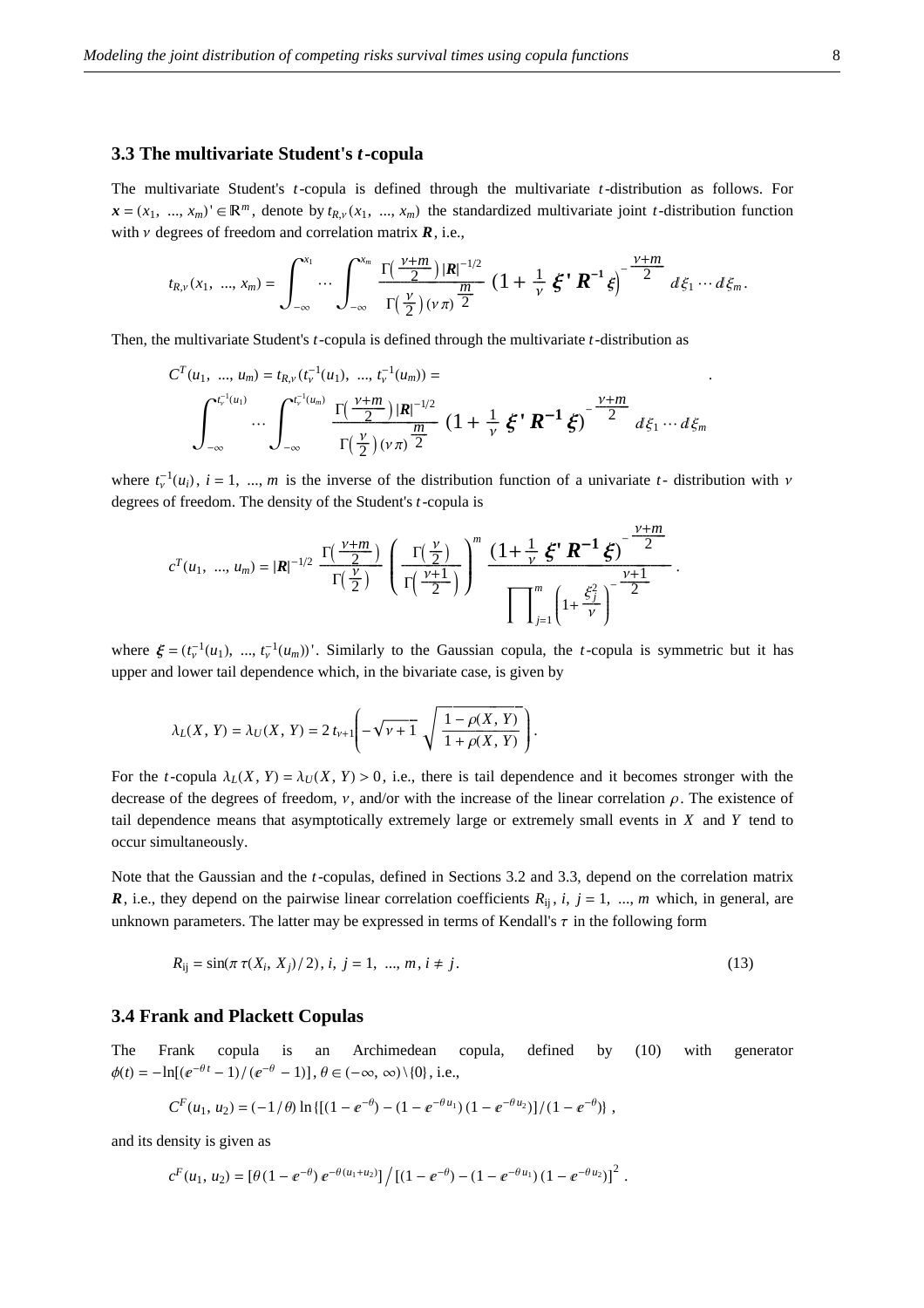### 3.3 The multivariate Student's *t*-copula

The multivariate Student's $t$-copula is defined through the multivariate $t$-distribution as follows. For $\boldsymbol{x} = (x_1, \ldots, x_m)' \in \mathbb{R}^m$, denote by $t_{R,\nu}(x_1, \ldots, x_m)$ the standardized multivariate joint $t$-distribution function with $\nu$ degrees of freedom and correlation matrix $\boldsymbol{R}$, i.e.,

$$t_{R,\nu}(x_1, \ldots, x_m) = \int_{-\infty}^{x_1} \cdots \int_{-\infty}^{x_m} \frac{\Gamma\left(\frac{\nu+m}{2}\right) |\boldsymbol{R}|^{-1/2}}{\Gamma\left(\frac{\nu}{2}\right) (\nu \pi)^{\frac{m}{2}}} \left(1 + \frac{1}{\nu} \boldsymbol{\xi}' \boldsymbol{R}^{-1} \boldsymbol{\xi}\right)^{-\frac{\nu+m}{2}} d\xi_1 \cdots d\xi_m.$$

Then, the multivariate Student's $t$-copula is defined through the multivariate $t$-distribution as

$$C^T(u_1, \ldots, u_m) = t_{R,\nu}(t_\nu^{-1}(u_1), \ldots, t_\nu^{-1}(u_m)) = \int_{-\infty}^{t_\nu^{-1}(u_1)} \cdots \int_{-\infty}^{t_\nu^{-1}(u_m)} \frac{\Gamma\left(\frac{\nu+m}{2}\right) |\boldsymbol{R}|^{-1/2}}{\Gamma\left(\frac{\nu}{2}\right) (\nu \pi)^{\frac{m}{2}}} \left(1 + \frac{1}{\nu} \boldsymbol{\xi}' \boldsymbol{R}^{-1} \boldsymbol{\xi}\right)^{-\frac{\nu+m}{2}} d\xi_1 \cdots d\xi_m$$

where $t_\nu^{-1}(u_i)$, $i = 1, \ldots, m$ is the inverse of the distribution function of a univariate $t$- distribution with $\nu$ degrees of freedom. The density of the Student's $t$-copula is

$$c^T(u_1, \ldots, u_m) = |\boldsymbol{R}|^{-1/2} \frac{\Gamma\left(\frac{\nu+m}{2}\right)}{\Gamma\left(\frac{\nu}{2}\right)} \left(\frac{\Gamma\left(\frac{\nu}{2}\right)}{\Gamma\left(\frac{\nu+1}{2}\right)}\right)^m \frac{\left(1 + \frac{1}{\nu} \boldsymbol{\xi}' \boldsymbol{R}^{-1} \boldsymbol{\xi}\right)^{-\frac{\nu+m}{2}}}{\prod_{j=1}^m \left(1 + \frac{\xi_j^2}{\nu}\right)^{-\frac{\nu+1}{2}}}.$$

where $\boldsymbol{\xi} = (t_\nu^{-1}(u_1), \ldots, t_\nu^{-1}(u_m))'$. Similarly to the Gaussian copula, the $t$-copula is symmetric but it has upper and lower tail dependence which, in the bivariate case, is given by

$$\lambda_L(X, Y) = \lambda_U(X, Y) = 2\, t_{\nu+1}\left(-\sqrt{\nu+1} \sqrt{\frac{1 - \rho(X, Y)}{1 + \rho(X, Y)}}\right).$$

For the $t$-copula $\lambda_L(X, Y) = \lambda_U(X, Y) > 0$, i.e., there is tail dependence and it becomes stronger with the decrease of the degrees of freedom, $\nu$, and/or with the increase of the linear correlation $\rho$. The existence of tail dependence means that asymptotically extremely large or extremely small events in $X$ and $Y$ tend to occur simultaneously.

Note that the Gaussian and the $t$-copulas, defined in Sections 3.2 and 3.3, depend on the correlation matrix $\boldsymbol{R}$, i.e., they depend on the pairwise linear correlation coefficients $R_{ij}$, $i, j = 1, \ldots, m$ which, in general, are unknown parameters. The latter may be expressed in terms of Kendall's $\tau$ in the following form

$$R_{ij} = \sin(\pi\, \tau(X_i, X_j)/2),\ i, j = 1, \ldots, m,\ i \neq j. \tag{13}$$

### 3.4 Frank and Plackett Copulas

The Frank copula is an Archimedean copula, defined by (10) with generator $\phi(t) = -\ln[(e^{-\theta t} - 1)/(e^{-\theta} - 1)]$, $\theta \in (-\infty, \infty) \setminus \{0\}$, i.e.,

$$C^F(u_1, u_2) = (-1/\theta) \ln\{[(1 - e^{-\theta}) - (1 - e^{-\theta u_1})(1 - e^{-\theta u_2})]/(1 - e^{-\theta})\},$$

and its density is given as

$$c^F(u_1, u_2) = [\theta(1 - e^{-\theta})\, e^{-\theta(u_1 + u_2)}] \Big/ [(1 - e^{-\theta}) - (1 - e^{-\theta u_1})(1 - e^{-\theta u_2})]^2.$$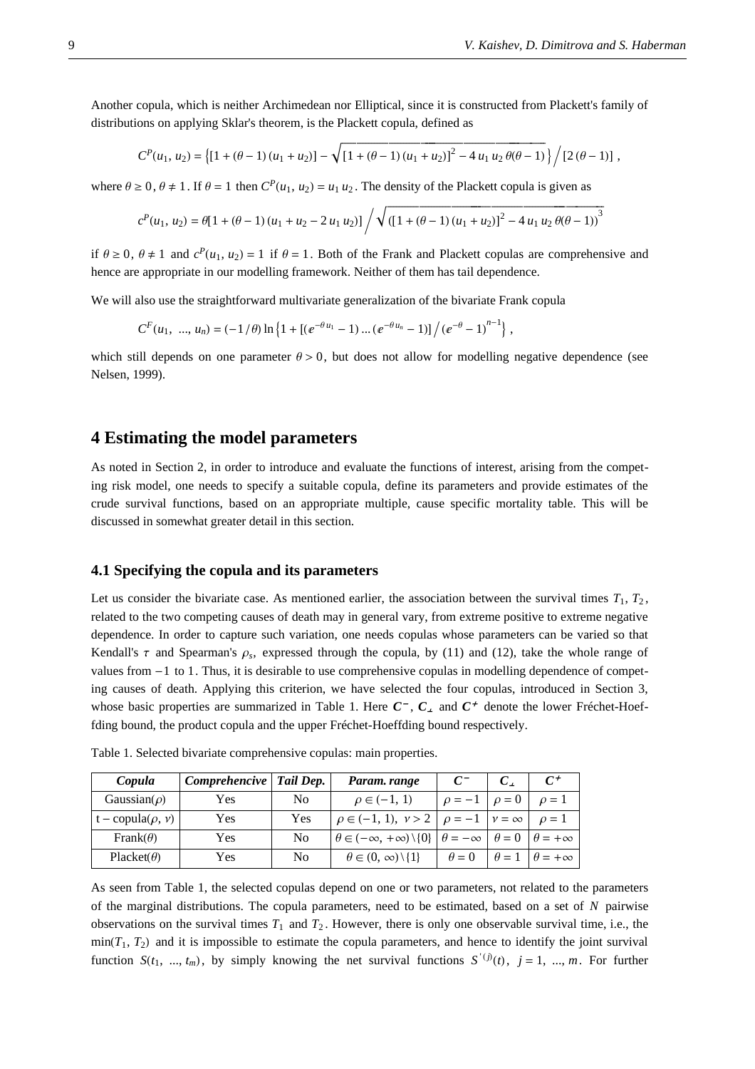Another copula, which is neither Archimedean nor Elliptical, since it is constructed from Plackett's family of distributions on applying Sklar's theorem, is the Plackett copula, defined as

$$C^P(u_1, u_2) = \left\{[1 + (\theta - 1)(u_1 + u_2)] - \sqrt{[1 + (\theta - 1)(u_1 + u_2)]^2 - 4 u_1 u_2 \theta(\theta - 1)}\right\} \Big/ [2(\theta - 1)] ,$$

where $\theta \geq 0$, $\theta \neq 1$. If $\theta = 1$ then $C^P(u_1, u_2) = u_1 u_2$. The density of the Plackett copula is given as

$$c^P(u_1, u_2) = \theta[1 + (\theta - 1)(u_1 + u_2 - 2 u_1 u_2)] \Big/ \sqrt{([1 + (\theta - 1)(u_1 + u_2)]^2 - 4 u_1 u_2 \theta(\theta - 1))}^3$$

if $\theta \geq 0$, $\theta \neq 1$ and $c^P(u_1, u_2) = 1$ if $\theta = 1$. Both of the Frank and Plackett copulas are comprehensive and hence are appropriate in our modelling framework. Neither of them has tail dependence.

We will also use the straightforward multivariate generalization of the bivariate Frank copula

$$C^F(u_1, \ldots, u_n) = (-1/\theta) \ln\left\{1 + [(e^{-\theta u_1} - 1) \ldots (e^{-\theta u_n} - 1)] \Big/ (e^{-\theta} - 1)^{n-1}\right\} ,$$

which still depends on one parameter $\theta > 0$, but does not allow for modelling negative dependence (see Nelsen, 1999).

# 4 Estimating the model parameters

As noted in Section 2, in order to introduce and evaluate the functions of interest, arising from the competing risk model, one needs to specify a suitable copula, define its parameters and provide estimates of the crude survival functions, based on an appropriate multiple, cause specific mortality table. This will be discussed in somewhat greater detail in this section.

## 4.1 Specifying the copula and its parameters

Let us consider the bivariate case. As mentioned earlier, the association between the survival times $T_1$, $T_2$, related to the two competing causes of death may in general vary, from extreme positive to extreme negative dependence. In order to capture such variation, one needs copulas whose parameters can be varied so that Kendall's $\tau$ and Spearman's $\rho_s$, expressed through the copula, by (11) and (12), take the whole range of values from $-1$ to $1$. Thus, it is desirable to use comprehensive copulas in modelling dependence of competing causes of death. Applying this criterion, we have selected the four copulas, introduced in Section 3, whose basic properties are summarized in Table 1. Here $C^-$, $C_\perp$ and $C^+$ denote the lower Fréchet-Hoeffding bound, the product copula and the upper Fréchet-Hoeffding bound respectively.

Table 1. Selected bivariate comprehensive copulas: main properties.

| *Copula* | *Comprehencive* | *Tail Dep.* | *Param. range* | $C^-$ | $C_\perp$ | $C^+$ |
|---|---|---|---|---|---|---|
| Gaussian($\rho$) | Yes | No | $\rho \in (-1, 1)$ | $\rho = -1$ | $\rho = 0$ | $\rho = 1$ |
| t − copula($\rho$, $\nu$) | Yes | Yes | $\rho \in (-1, 1),\ \nu > 2$ | $\rho = -1$ | $\nu = \infty$ | $\rho = 1$ |
| Frank($\theta$) | Yes | No | $\theta \in (-\infty, +\infty) \setminus \{0\}$ | $\theta = -\infty$ | $\theta = 0$ | $\theta = +\infty$ |
| Placket($\theta$) | Yes | No | $\theta \in (0, \infty) \setminus \{1\}$ | $\theta = 0$ | $\theta = 1$ | $\theta = +\infty$ |

As seen from Table 1, the selected copulas depend on one or two parameters, not related to the parameters of the marginal distributions. The copula parameters, need to be estimated, based on a set of $N$ pairwise observations on the survival times $T_1$ and $T_2$. However, there is only one observable survival time, i.e., the $\min(T_1, T_2)$ and it is impossible to estimate the copula parameters, and hence to identify the joint survival function $S(t_1, \ldots, t_m)$, by simply knowing the net survival functions $S'^{(j)}(t)$, $j = 1, \ldots, m$. For further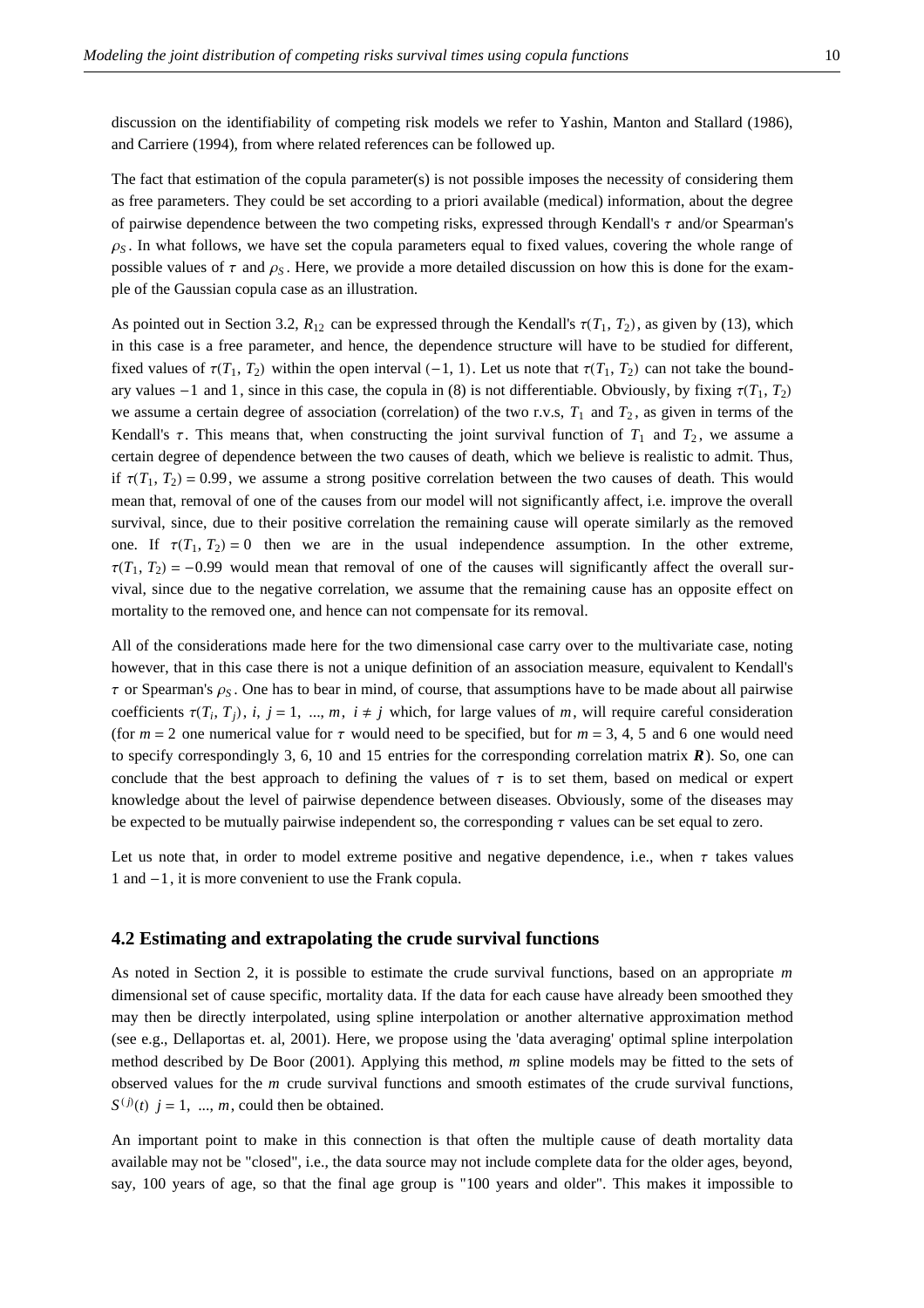discussion on the identifiability of competing risk models we refer to Yashin, Manton and Stallard (1986), and Carriere (1994), from where related references can be followed up.

The fact that estimation of the copula parameter(s) is not possible imposes the necessity of considering them as free parameters. They could be set according to a priori available (medical) information, about the degree of pairwise dependence between the two competing risks, expressed through Kendall's $\tau$ and/or Spearman's $\rho_S$. In what follows, we have set the copula parameters equal to fixed values, covering the whole range of possible values of $\tau$ and $\rho_S$. Here, we provide a more detailed discussion on how this is done for the example of the Gaussian copula case as an illustration.

As pointed out in Section 3.2, $R_{12}$ can be expressed through the Kendall's $\tau(T_1, T_2)$, as given by (13), which in this case is a free parameter, and hence, the dependence structure will have to be studied for different, fixed values of $\tau(T_1, T_2)$ within the open interval $(-1, 1)$. Let us note that $\tau(T_1, T_2)$ can not take the boundary values $-1$ and $1$, since in this case, the copula in (8) is not differentiable. Obviously, by fixing $\tau(T_1, T_2)$ we assume a certain degree of association (correlation) of the two r.v.s, $T_1$ and $T_2$, as given in terms of the Kendall's $\tau$. This means that, when constructing the joint survival function of $T_1$ and $T_2$, we assume a certain degree of dependence between the two causes of death, which we believe is realistic to admit. Thus, if $\tau(T_1, T_2) = 0.99$, we assume a strong positive correlation between the two causes of death. This would mean that, removal of one of the causes from our model will not significantly affect, i.e. improve the overall survival, since, due to their positive correlation the remaining cause will operate similarly as the removed one. If $\tau(T_1, T_2) = 0$ then we are in the usual independence assumption. In the other extreme, $\tau(T_1, T_2) = -0.99$ would mean that removal of one of the causes will significantly affect the overall survival, since due to the negative correlation, we assume that the remaining cause has an opposite effect on mortality to the removed one, and hence can not compensate for its removal.

All of the considerations made here for the two dimensional case carry over to the multivariate case, noting however, that in this case there is not a unique definition of an association measure, equivalent to Kendall's $\tau$ or Spearman's $\rho_S$. One has to bear in mind, of course, that assumptions have to be made about all pairwise coefficients $\tau(T_i, T_j)$, $i, j = 1, ..., m$, $i \neq j$ which, for large values of $m$, will require careful consideration (for $m = 2$ one numerical value for $\tau$ would need to be specified, but for $m = 3, 4, 5$ and $6$ one would need to specify correspondingly 3, 6, 10 and 15 entries for the corresponding correlation matrix $\boldsymbol{R}$). So, one can conclude that the best approach to defining the values of $\tau$ is to set them, based on medical or expert knowledge about the level of pairwise dependence between diseases. Obviously, some of the diseases may be expected to be mutually pairwise independent so, the corresponding $\tau$ values can be set equal to zero.

Let us note that, in order to model extreme positive and negative dependence, i.e., when $\tau$ takes values $1$ and $-1$, it is more convenient to use the Frank copula.

## 4.2 Estimating and extrapolating the crude survival functions

As noted in Section 2, it is possible to estimate the crude survival functions, based on an appropriate $m$ dimensional set of cause specific, mortality data. If the data for each cause have already been smoothed they may then be directly interpolated, using spline interpolation or another alternative approximation method (see e.g., Dellaportas et. al, 2001). Here, we propose using the 'data averaging' optimal spline interpolation method described by De Boor (2001). Applying this method, $m$ spline models may be fitted to the sets of observed values for the $m$ crude survival functions and smooth estimates of the crude survival functions, $S^{(j)}(t)$ $j = 1, ..., m$, could then be obtained.

An important point to make in this connection is that often the multiple cause of death mortality data available may not be "closed", i.e., the data source may not include complete data for the older ages, beyond, say, 100 years of age, so that the final age group is "100 years and older". This makes it impossible to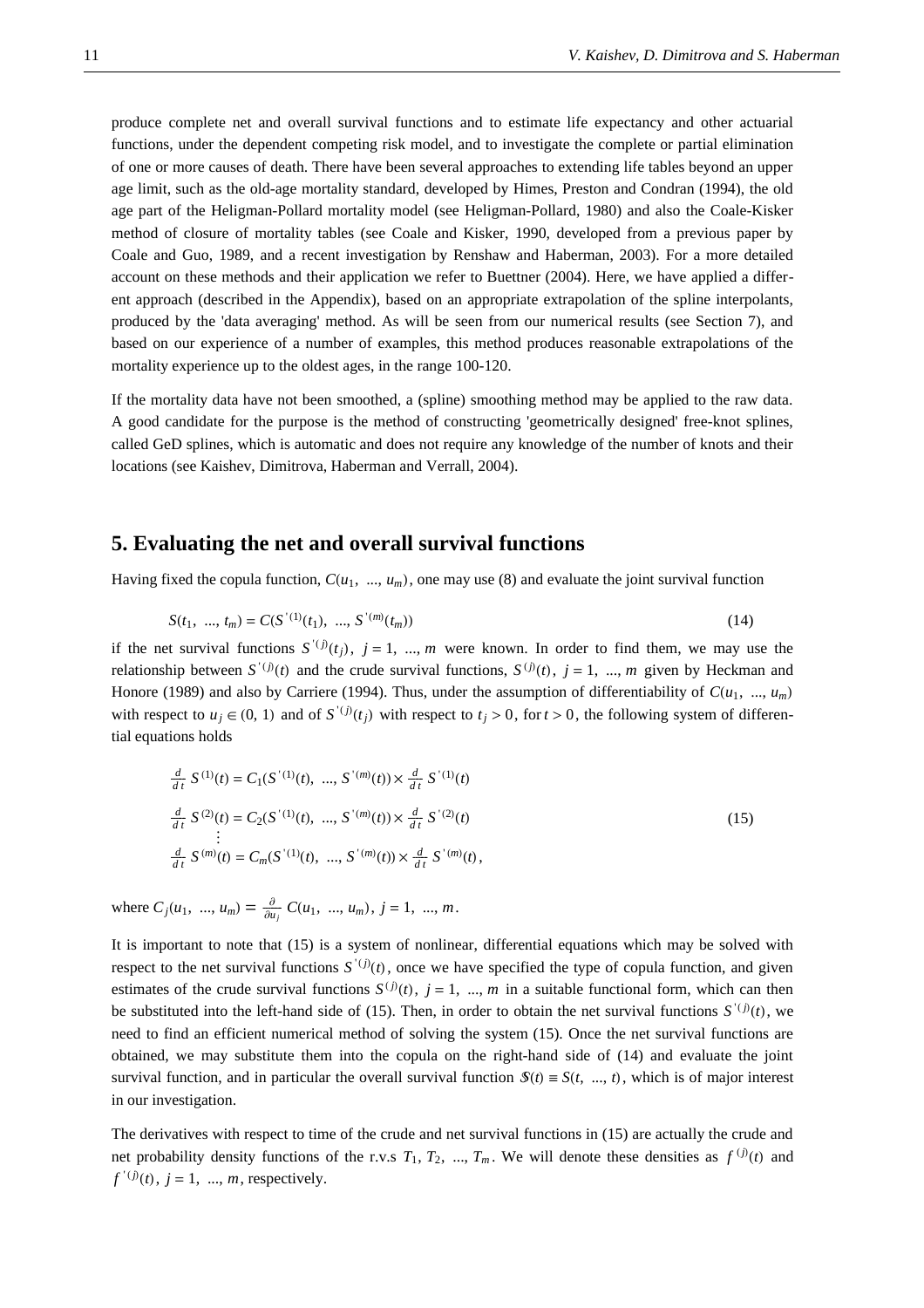produce complete net and overall survival functions and to estimate life expectancy and other actuarial functions, under the dependent competing risk model, and to investigate the complete or partial elimination of one or more causes of death. There have been several approaches to extending life tables beyond an upper age limit, such as the old-age mortality standard, developed by Himes, Preston and Condran (1994), the old age part of the Heligman-Pollard mortality model (see Heligman-Pollard, 1980) and also the Coale-Kisker method of closure of mortality tables (see Coale and Kisker, 1990, developed from a previous paper by Coale and Guo, 1989, and a recent investigation by Renshaw and Haberman, 2003). For a more detailed account on these methods and their application we refer to Buettner (2004). Here, we have applied a different approach (described in the Appendix), based on an appropriate extrapolation of the spline interpolants, produced by the 'data averaging' method. As will be seen from our numerical results (see Section 7), and based on our experience of a number of examples, this method produces reasonable extrapolations of the mortality experience up to the oldest ages, in the range 100-120.

If the mortality data have not been smoothed, a (spline) smoothing method may be applied to the raw data. A good candidate for the purpose is the method of constructing 'geometrically designed' free-knot splines, called GeD splines, which is automatic and does not require any knowledge of the number of knots and their locations (see Kaishev, Dimitrova, Haberman and Verrall, 2004).

## 5. Evaluating the net and overall survival functions

Having fixed the copula function, $C(u_1, \ldots, u_m)$, one may use (8) and evaluate the joint survival function

$$S(t_1, \ldots, t_m) = C(S^{'(1)}(t_1), \ldots, S^{'(m)}(t_m)) \tag{14}$$

if the net survival functions $S^{'(j)}(t_j)$, $j = 1, \ldots, m$ were known. In order to find them, we may use the relationship between $S^{'(j)}(t)$ and the crude survival functions, $S^{(j)}(t)$, $j = 1, \ldots, m$ given by Heckman and Honore (1989) and also by Carriere (1994). Thus, under the assumption of differentiability of $C(u_1, \ldots, u_m)$ with respect to $u_j \in (0, 1)$ and of $S^{'(j)}(t_j)$ with respect to $t_j > 0$, for $t > 0$, the following system of differential equations holds

$$\begin{aligned}
\frac{d}{dt} S^{(1)}(t) &= C_1(S^{'(1)}(t), \ldots, S^{'(m)}(t)) \times \frac{d}{dt} S^{'(1)}(t) \\
\frac{d}{dt} S^{(2)}(t) &= C_2(S^{'(1)}(t), \ldots, S^{'(m)}(t)) \times \frac{d}{dt} S^{'(2)}(t) \\
&\vdots \\
\frac{d}{dt} S^{(m)}(t) &= C_m(S^{'(1)}(t), \ldots, S^{'(m)}(t)) \times \frac{d}{dt} S^{'(m)}(t),
\end{aligned} \tag{15}$$

where $C_j(u_1, \ldots, u_m) = \frac{\partial}{\partial u_j} C(u_1, \ldots, u_m)$, $j = 1, \ldots, m$.

It is important to note that (15) is a system of nonlinear, differential equations which may be solved with respect to the net survival functions $S^{'(j)}(t)$, once we have specified the type of copula function, and given estimates of the crude survival functions $S^{(j)}(t)$, $j = 1, \ldots, m$ in a suitable functional form, which can then be substituted into the left-hand side of (15). Then, in order to obtain the net survival functions $S^{'(j)}(t)$, we need to find an efficient numerical method of solving the system (15). Once the net survival functions are obtained, we may substitute them into the copula on the right-hand side of (14) and evaluate the joint survival function, and in particular the overall survival function $\mathbb{S}(t) \equiv S(t, \ldots, t)$, which is of major interest in our investigation.

The derivatives with respect to time of the crude and net survival functions in (15) are actually the crude and net probability density functions of the r.v.s $T_1, T_2, \ldots, T_m$. We will denote these densities as $f^{(j)}(t)$ and $f^{'(j)}(t)$, $j = 1, \ldots, m$, respectively.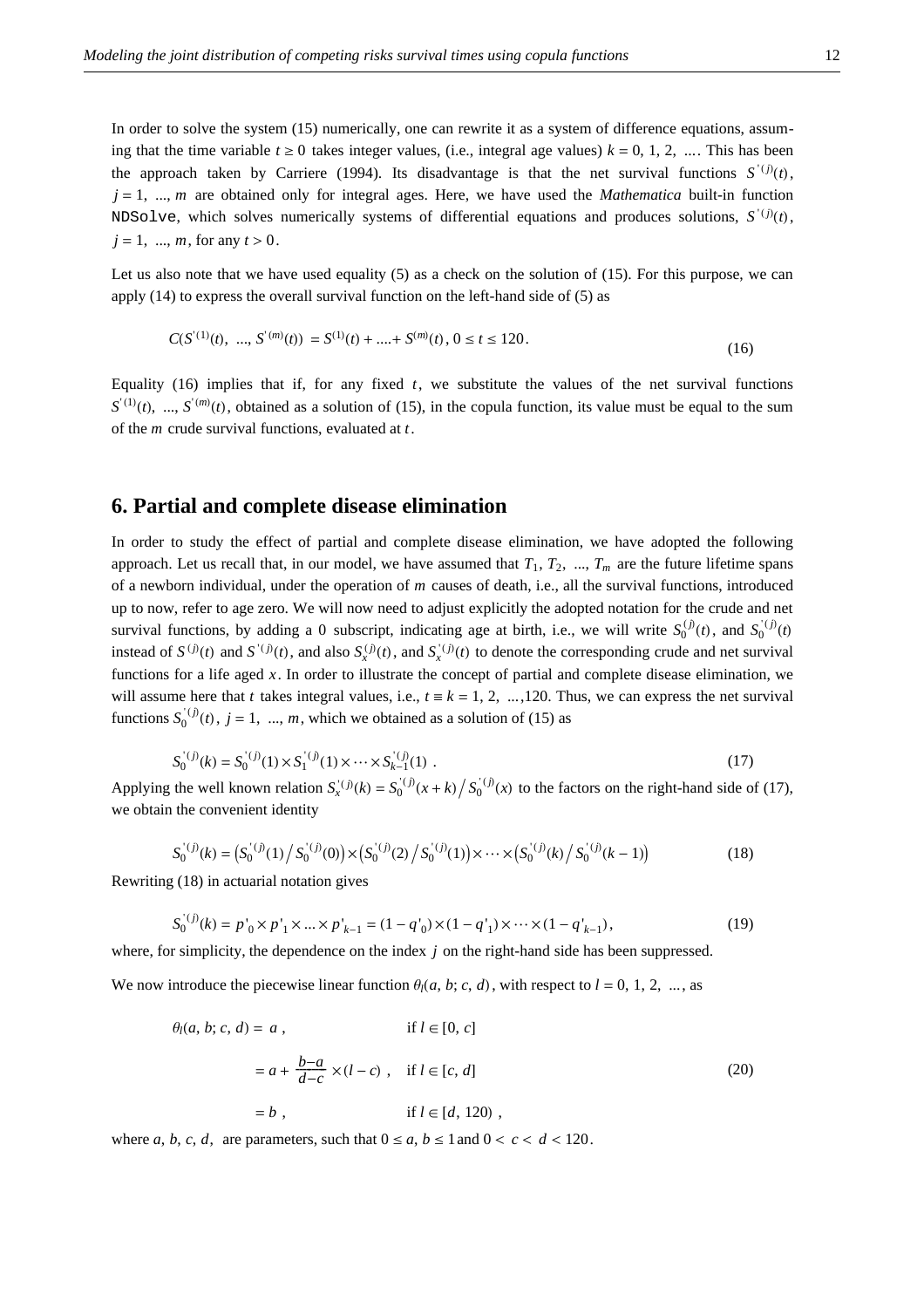In order to solve the system (15) numerically, one can rewrite it as a system of difference equations, assuming that the time variable $t \geq 0$ takes integer values, (i.e., integral age values) $k = 0, 1, 2, \ldots$. This has been the approach taken by Carriere (1994). Its disadvantage is that the net survival functions $S^{'(j)}(t)$, $j = 1, \ldots, m$ are obtained only for integral ages. Here, we have used the *Mathematica* built-in function NDSolve, which solves numerically systems of differential equations and produces solutions, $S^{'(j)}(t)$, $j = 1, \ldots, m$, for any $t > 0$.

Let us also note that we have used equality (5) as a check on the solution of (15). For this purpose, we can apply (14) to express the overall survival function on the left-hand side of (5) as

$$C(S^{'(1)}(t), \ldots, S^{'(m)}(t)) = S^{(1)}(t) + \ldots + S^{(m)}(t), \; 0 \leq t \leq 120. \tag{16}$$

Equality (16) implies that if, for any fixed $t$, we substitute the values of the net survival functions $S^{'(1)}(t), \ldots, S^{'(m)}(t)$, obtained as a solution of (15), in the copula function, its value must be equal to the sum of the $m$ crude survival functions, evaluated at $t$.

## 6. Partial and complete disease elimination

In order to study the effect of partial and complete disease elimination, we have adopted the following approach. Let us recall that, in our model, we have assumed that $T_1, T_2, \ldots, T_m$ are the future lifetime spans of a newborn individual, under the operation of $m$ causes of death, i.e., all the survival functions, introduced up to now, refer to age zero. We will now need to adjust explicitly the adopted notation for the crude and net survival functions, by adding a 0 subscript, indicating age at birth, i.e., we will write $S_0^{(j)}(t)$, and $S_0^{'(j)}(t)$ instead of $S^{(j)}(t)$ and $S^{'(j)}(t)$, and also $S_x^{(j)}(t)$, and $S_x^{'(j)}(t)$ to denote the corresponding crude and net survival functions for a life aged $x$. In order to illustrate the concept of partial and complete disease elimination, we will assume here that $t$ takes integral values, i.e., $t \equiv k = 1, 2, \ldots, 120$. Thus, we can express the net survival functions $S_0^{'(j)}(t)$, $j = 1, \ldots, m$, which we obtained as a solution of (15) as

$$S_0^{'(j)}(k) = S_0^{'(j)}(1) \times S_1^{'(j)}(1) \times \cdots \times S_{k-1}^{'(j)}(1) \; . \tag{17}$$

Applying the well known relation $S_x^{'(j)}(k) = S_0^{'(j)}(x+k) \big/ S_0^{'(j)}(x)$ to the factors on the right-hand side of (17), we obtain the convenient identity

$$S_0^{'(j)}(k) = \left(S_0^{'(j)}(1) \big/ S_0^{'(j)}(0)\right) \times \left(S_0^{'(j)}(2) \big/ S_0^{'(j)}(1)\right) \times \cdots \times \left(S_0^{'(j)}(k) \big/ S_0^{'(j)}(k-1)\right) \tag{18}$$

Rewriting (18) in actuarial notation gives

$$S_0^{'(j)}(k) = p'_0 \times p'_1 \times \ldots \times p'_{k-1} = (1 - q'_0) \times (1 - q'_1) \times \cdots \times (1 - q'_{k-1}), \tag{19}$$

where, for simplicity, the dependence on the index $j$ on the right-hand side has been suppressed.

We now introduce the piecewise linear function $\theta_l(a, b; c, d)$, with respect to $l = 0, 1, 2, \ldots$, as

$$\begin{aligned} \theta_l(a, b; c, d) &= a\,, & &\text{if } l \in [0, c] \\ &= a + \frac{b-a}{d-c} \times (l - c)\,, & &\text{if } l \in [c, d] \\ &= b\,, & &\text{if } l \in [d, 120)\,, \end{aligned} \tag{20}$$

where $a, b, c, d$, are parameters, such that $0 \leq a, b \leq 1$ and $0 < c < d < 120$.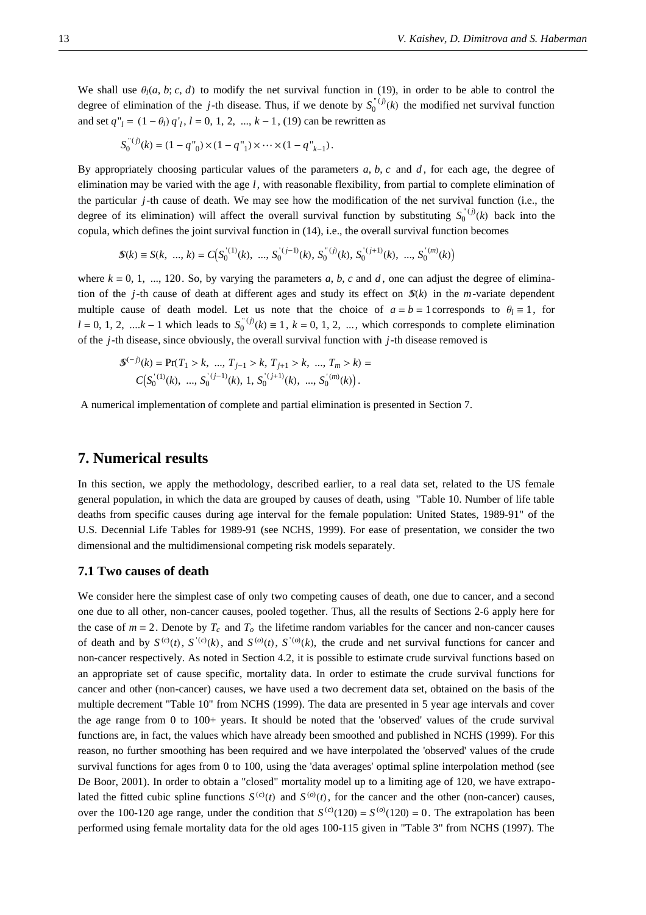We shall use $\theta_l(a, b; c, d)$ to modify the net survival function in (19), in order to be able to control the degree of elimination of the $j$-th disease. Thus, if we denote by $S_0^{''(j)}(k)$ the modified net survival function and set $q''_l = (1 - \theta_l)\, q'_l$, $l = 0, 1, 2, ..., k - 1$, (19) can be rewritten as

$$S_0^{''(j)}(k) = (1 - q''_0) \times (1 - q''_1) \times \cdots \times (1 - q''_{k-1}).$$

By appropriately choosing particular values of the parameters $a, b, c$ and $d$, for each age, the degree of elimination may be varied with the age $l$, with reasonable flexibility, from partial to complete elimination of the particular $j$-th cause of death. We may see how the modification of the net survival function (i.e., the degree of its elimination) will affect the overall survival function by substituting $S_0^{''(j)}(k)$ back into the copula, which defines the joint survival function in (14), i.e., the overall survival function becomes

$$\mathcal{S}(k) \equiv S(k, ..., k) = C\left(S_0^{'(1)}(k), ..., S_0^{'(j-1)}(k), S_0^{''(j)}(k), S_0^{'(j+1)}(k), ..., S_0^{'(m)}(k)\right)$$

where $k = 0, 1, ..., 120$. So, by varying the parameters $a, b, c$ and $d$, one can adjust the degree of elimination of the $j$-th cause of death at different ages and study its effect on $\mathcal{S}(k)$ in the $m$-variate dependent multiple cause of death model. Let us note that the choice of $a = b = 1$ corresponds to $\theta_l \equiv 1$, for $l = 0, 1, 2, ....k - 1$ which leads to $S_0^{''(j)}(k) \equiv 1$, $k = 0, 1, 2, ...$, which corresponds to complete elimination of the $j$-th disease, since obviously, the overall survival function with $j$-th disease removed is

$$\mathcal{S}^{(-j)}(k) = \Pr(T_1 > k, ..., T_{j-1} > k, T_{j+1} > k, ..., T_m > k) =$$
$$C\left(S_0^{'(1)}(k), ..., S_0^{'(j-1)}(k), 1, S_0^{'(j+1)}(k), ..., S_0^{'(m)}(k)\right).$$

A numerical implementation of complete and partial elimination is presented in Section 7.

## 7. Numerical results

In this section, we apply the methodology, described earlier, to a real data set, related to the US female general population, in which the data are grouped by causes of death, using "Table 10. Number of life table deaths from specific causes during age interval for the female population: United States, 1989-91" of the U.S. Decennial Life Tables for 1989-91 (see NCHS, 1999). For ease of presentation, we consider the two dimensional and the multidimensional competing risk models separately.

### 7.1 Two causes of death

We consider here the simplest case of only two competing causes of death, one due to cancer, and a second one due to all other, non-cancer causes, pooled together. Thus, all the results of Sections 2-6 apply here for the case of $m = 2$. Denote by $T_c$ and $T_o$ the lifetime random variables for the cancer and non-cancer causes of death and by $S^{(c)}(t)$, $S^{'(c)}(k)$, and $S^{(o)}(t)$, $S^{'(o)}(k)$, the crude and net survival functions for cancer and non-cancer respectively. As noted in Section 4.2, it is possible to estimate crude survival functions based on an appropriate set of cause specific, mortality data. In order to estimate the crude survival functions for cancer and other (non-cancer) causes, we have used a two decrement data set, obtained on the basis of the multiple decrement "Table 10" from NCHS (1999). The data are presented in 5 year age intervals and cover the age range from 0 to 100+ years. It should be noted that the 'observed' values of the crude survival functions are, in fact, the values which have already been smoothed and published in NCHS (1999). For this reason, no further smoothing has been required and we have interpolated the 'observed' values of the crude survival functions for ages from 0 to 100, using the 'data averages' optimal spline interpolation method (see De Boor, 2001). In order to obtain a "closed" mortality model up to a limiting age of 120, we have extrapolated the fitted cubic spline functions $S^{(c)}(t)$ and $S^{(o)}(t)$, for the cancer and the other (non-cancer) causes, over the 100-120 age range, under the condition that $S^{(c)}(120) = S^{(o)}(120) = 0$. The extrapolation has been performed using female mortality data for the old ages 100-115 given in "Table 3" from NCHS (1997). The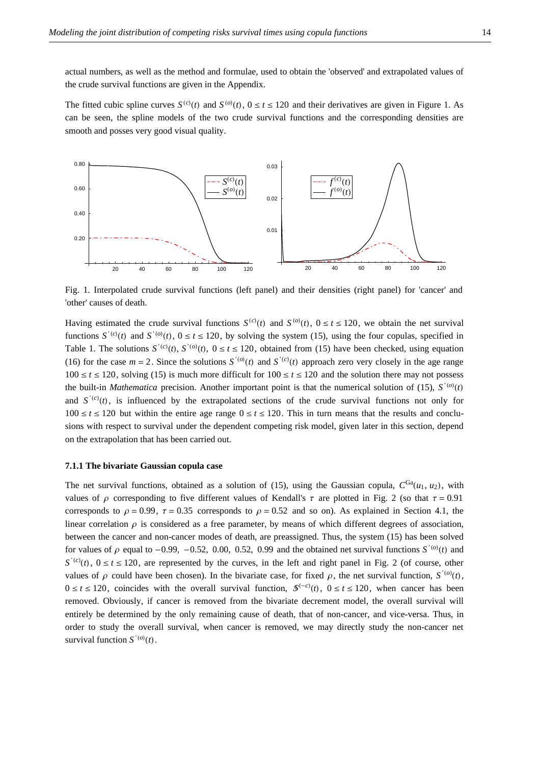actual numbers, as well as the method and formulae, used to obtain the 'observed' and extrapolated values of the crude survival functions are given in the Appendix.

The fitted cubic spline curves $S^{(c)}(t)$ and $S^{(o)}(t)$, $0 \le t \le 120$ and their derivatives are given in Figure 1. As can be seen, the spline models of the two crude survival functions and the corresponding densities are smooth and posses very good visual quality.

Fig. 1. Interpolated crude survival functions (left panel) and their densities (right panel) for 'cancer' and 'other' causes of death.

Having estimated the crude survival functions $S^{(c)}(t)$ and $S^{(o)}(t)$, $0 \le t \le 120$, we obtain the net survival functions $S^{'(c)}(t)$ and $S^{'(o)}(t)$, $0 \le t \le 120$, by solving the system (15), using the four copulas, specified in Table 1. The solutions $S^{'(c)}(t)$, $S^{'(o)}(t)$, $0 \le t \le 120$, obtained from (15) have been checked, using equation (16) for the case $m = 2$. Since the solutions $S^{'(o)}(t)$ and $S^{'(c)}(t)$ approach zero very closely in the age range $100 \le t \le 120$, solving (15) is much more difficult for $100 \le t \le 120$ and the solution there may not possess the built-in *Mathematica* precision. Another important point is that the numerical solution of (15), $S^{'(o)}(t)$ and $S^{'(c)}(t)$, is influenced by the extrapolated sections of the crude survival functions not only for $100 \le t \le 120$ but within the entire age range $0 \le t \le 120$. This in turn means that the results and conclusions with respect to survival under the dependent competing risk model, given later in this section, depend on the extrapolation that has been carried out.

### 7.1.1 The bivariate Gaussian copula case

The net survival functions, obtained as a solution of (15), using the Gaussian copula, $C^{\text{Ga}}(u_1, u_2)$, with values of $\rho$ corresponding to five different values of Kendall's $\tau$ are plotted in Fig. 2 (so that $\tau = 0.91$ corresponds to $\rho = 0.99$, $\tau = 0.35$ corresponds to $\rho = 0.52$ and so on). As explained in Section 4.1, the linear correlation $\rho$ is considered as a free parameter, by means of which different degrees of association, between the cancer and non-cancer modes of death, are preassigned. Thus, the system (15) has been solved for values of $\rho$ equal to $-0.99$, $-0.52$, $0.00$, $0.52$, $0.99$ and the obtained net survival functions $S^{'(o)}(t)$ and $S^{'(c)}(t)$, $0 \le t \le 120$, are represented by the curves, in the left and right panel in Fig. 2 (of course, other values of $\rho$ could have been chosen). In the bivariate case, for fixed $\rho$, the net survival function, $S^{'(o)}(t)$, $0 \le t \le 120$, coincides with the overall survival function, $\mathcal{S}^{(-c)}(t)$, $0 \le t \le 120$, when cancer has been removed. Obviously, if cancer is removed from the bivariate decrement model, the overall survival will entirely be determined by the only remaining cause of death, that of non-cancer, and vice-versa. Thus, in order to study the overall survival, when cancer is removed, we may directly study the non-cancer net survival function $S^{'(o)}(t)$.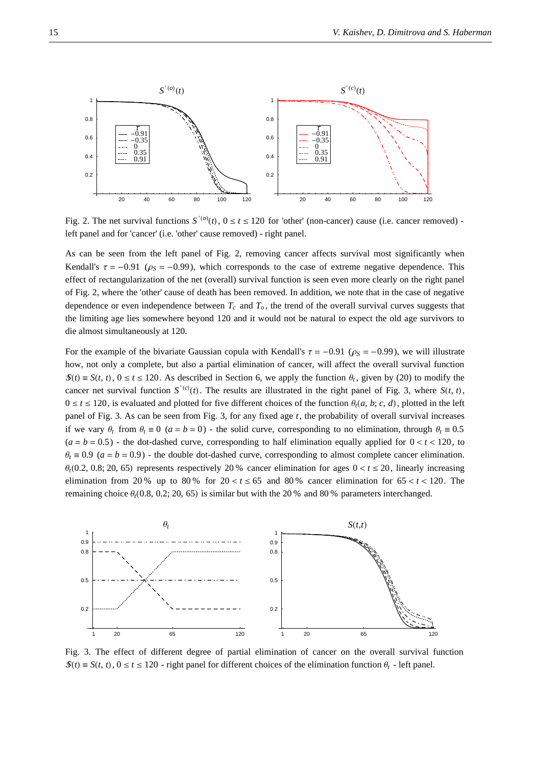Fig. 2. The net survival functions $S^{'(o)}(t)$, $0 \le t \le 120$ for 'other' (non-cancer) cause (i.e. cancer removed) - left panel and for 'cancer' (i.e. 'other' cause removed) - right panel.

As can be seen from the left panel of Fig. 2, removing cancer affects survival most significantly when Kendall's $\tau = -0.91$ ($\rho_S = -0.99$), which corresponds to the case of extreme negative dependence. This effect of rectangularization of the net (overall) survival function is seen even more clearly on the right panel of Fig. 2, where the 'other' cause of death has been removed. In addition, we note that in the case of negative dependence or even independence between $T_c$ and $T_o$, the trend of the overall survival curves suggests that the limiting age lies somewhere beyond 120 and it would not be natural to expect the old age survivors to die almost simultaneously at 120.

For the example of the bivariate Gaussian copula with Kendall's $\tau = -0.91$ ($\rho_S = -0.99$), we will illustrate how, not only a complete, but also a partial elimination of cancer, will affect the overall survival function $\mathcal{S}(t) \equiv S(t, t)$, $0 \le t \le 120$. As described in Section 6, we apply the function $\theta_t$, given by (20) to modify the cancer net survival function $S^{'(c)}(t)$. The results are illustrated in the right panel of Fig. 3, where $S(t, t)$, $0 \le t \le 120$, is evaluated and plotted for five different choices of the function $\theta_t(a, b; c, d)$, plotted in the left panel of Fig. 3. As can be seen from Fig. 3, for any fixed age $t$, the probability of overall survival increases if we vary $\theta_t$ from $\theta_t \equiv 0$ ($a = b = 0$) - the solid curve, corresponding to no elimination, through $\theta_t \equiv 0.5$ ($a = b = 0.5$) - the dot-dashed curve, corresponding to half elimination equally applied for $0 < t < 120$, to $\theta_t \equiv 0.9$ ($a = b = 0.9$) - the double dot-dashed curve, corresponding to almost complete cancer elimination. $\theta_t(0.2, 0.8; 20, 65)$ represents respectively 20 % cancer elimination for ages $0 < t \le 20$, linearly increasing elimination from 20 % up to 80 % for $20 < t \le 65$ and 80 % cancer elimination for $65 < t < 120$. The remaining choice $\theta_t(0.8, 0.2; 20, 65)$ is similar but with the 20 % and 80 % parameters interchanged.

Fig. 3. The effect of different degree of partial elimination of cancer on the overall survival function $\mathcal{S}(t) \equiv S(t, t)$, $0 \le t \le 120$ - right panel for different choices of the elimination function $\theta_t$ - left panel.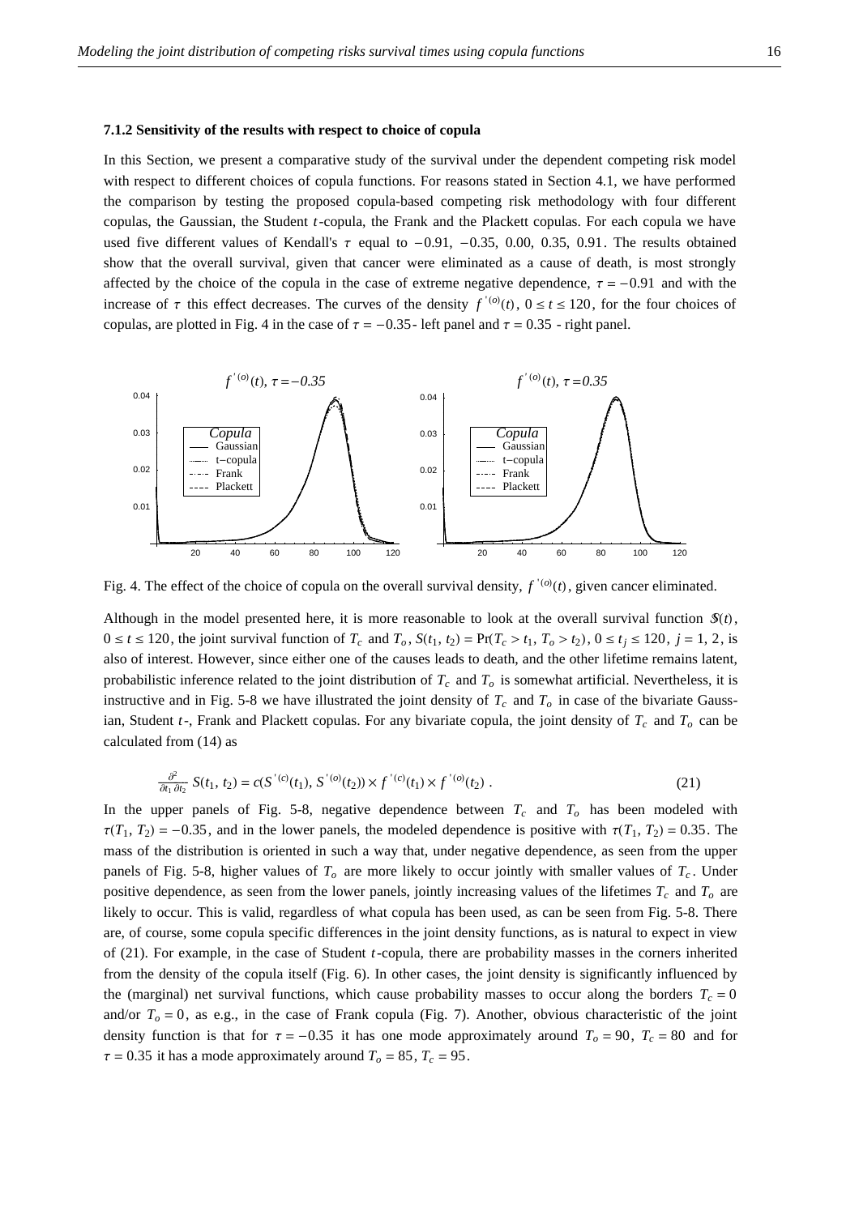### 7.1.2 Sensitivity of the results with respect to choice of copula

In this Section, we present a comparative study of the survival under the dependent competing risk model with respect to different choices of copula functions. For reasons stated in Section 4.1, we have performed the comparison by testing the proposed copula-based competing risk methodology with four different copulas, the Gaussian, the Student $t$-copula, the Frank and the Plackett copulas. For each copula we have used five different values of Kendall's $\tau$ equal to $-0.91$, $-0.35$, $0.00$, $0.35$, $0.91$. The results obtained show that the overall survival, given that cancer were eliminated as a cause of death, is most strongly affected by the choice of the copula in the case of extreme negative dependence, $\tau = -0.91$ and with the increase of $\tau$ this effect decreases. The curves of the density $f^{'(o)}(t)$, $0 \leq t \leq 120$, for the four choices of copulas, are plotted in Fig. 4 in the case of $\tau = -0.35$- left panel and $\tau = 0.35$ - right panel.

Fig. 4. The effect of the choice of copula on the overall survival density, $f^{'(o)}(t)$, given cancer eliminated.

Although in the model presented here, it is more reasonable to look at the overall survival function $\mathcal{S}(t)$, $0 \leq t \leq 120$, the joint survival function of $T_c$ and $T_o$, $S(t_1, t_2) = \Pr(T_c > t_1, T_o > t_2)$, $0 \leq t_j \leq 120$, $j = 1, 2$, is also of interest. However, since either one of the causes leads to death, and the other lifetime remains latent, probabilistic inference related to the joint distribution of $T_c$ and $T_o$ is somewhat artificial. Nevertheless, it is instructive and in Fig. 5-8 we have illustrated the joint density of $T_c$ and $T_o$ in case of the bivariate Gaussian, Student $t$-, Frank and Plackett copulas. For any bivariate copula, the joint density of $T_c$ and $T_o$ can be calculated from (14) as

$$\frac{\partial^2}{\partial t_1 \partial t_2} S(t_1, t_2) = c(S^{'(c)}(t_1), S^{'(o)}(t_2)) \times f^{'(c)}(t_1) \times f^{'(o)}(t_2) \; . \tag{21}$$

In the upper panels of Fig. 5-8, negative dependence between $T_c$ and $T_o$ has been modeled with $\tau(T_1, T_2) = -0.35$, and in the lower panels, the modeled dependence is positive with $\tau(T_1, T_2) = 0.35$. The mass of the distribution is oriented in such a way that, under negative dependence, as seen from the upper panels of Fig. 5-8, higher values of $T_o$ are more likely to occur jointly with smaller values of $T_c$. Under positive dependence, as seen from the lower panels, jointly increasing values of the lifetimes $T_c$ and $T_o$ are likely to occur. This is valid, regardless of what copula has been used, as can be seen from Fig. 5-8. There are, of course, some copula specific differences in the joint density functions, as is natural to expect in view of (21). For example, in the case of Student $t$-copula, there are probability masses in the corners inherited from the density of the copula itself (Fig. 6). In other cases, the joint density is significantly influenced by the (marginal) net survival functions, which cause probability masses to occur along the borders $T_c = 0$ and/or $T_o = 0$, as e.g., in the case of Frank copula (Fig. 7). Another, obvious characteristic of the joint density function is that for $\tau = -0.35$ it has one mode approximately around $T_o = 90$, $T_c = 80$ and for $\tau = 0.35$ it has a mode approximately around $T_o = 85$, $T_c = 95$.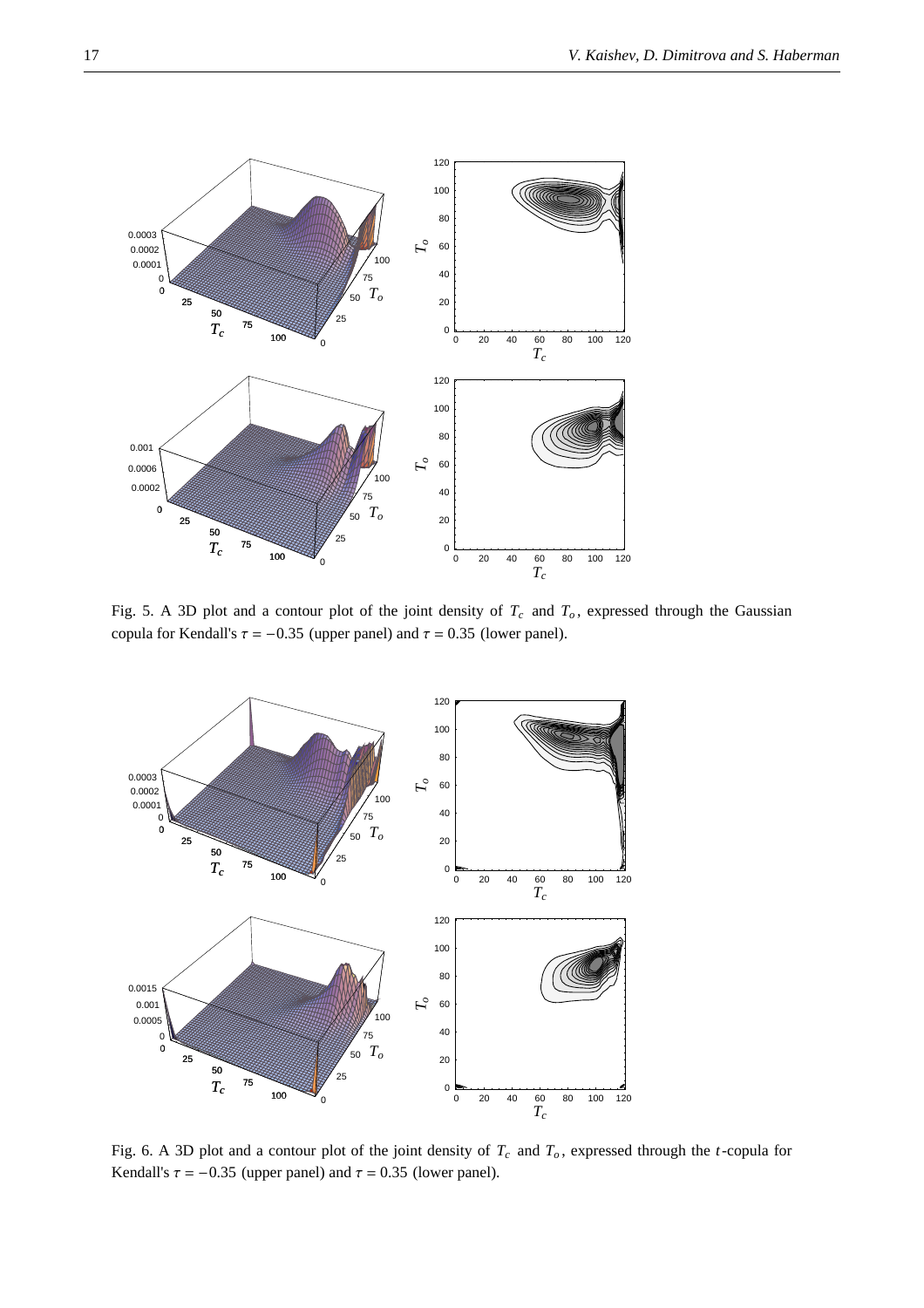Fig. 5. A 3D plot and a contour plot of the joint density of $T_c$ and $T_o$, expressed through the Gaussian copula for Kendall's $\tau = -0.35$ (upper panel) and $\tau = 0.35$ (lower panel).

Fig. 6. A 3D plot and a contour plot of the joint density of $T_c$ and $T_o$, expressed through the $t$-copula for Kendall's $\tau = -0.35$ (upper panel) and $\tau = 0.35$ (lower panel).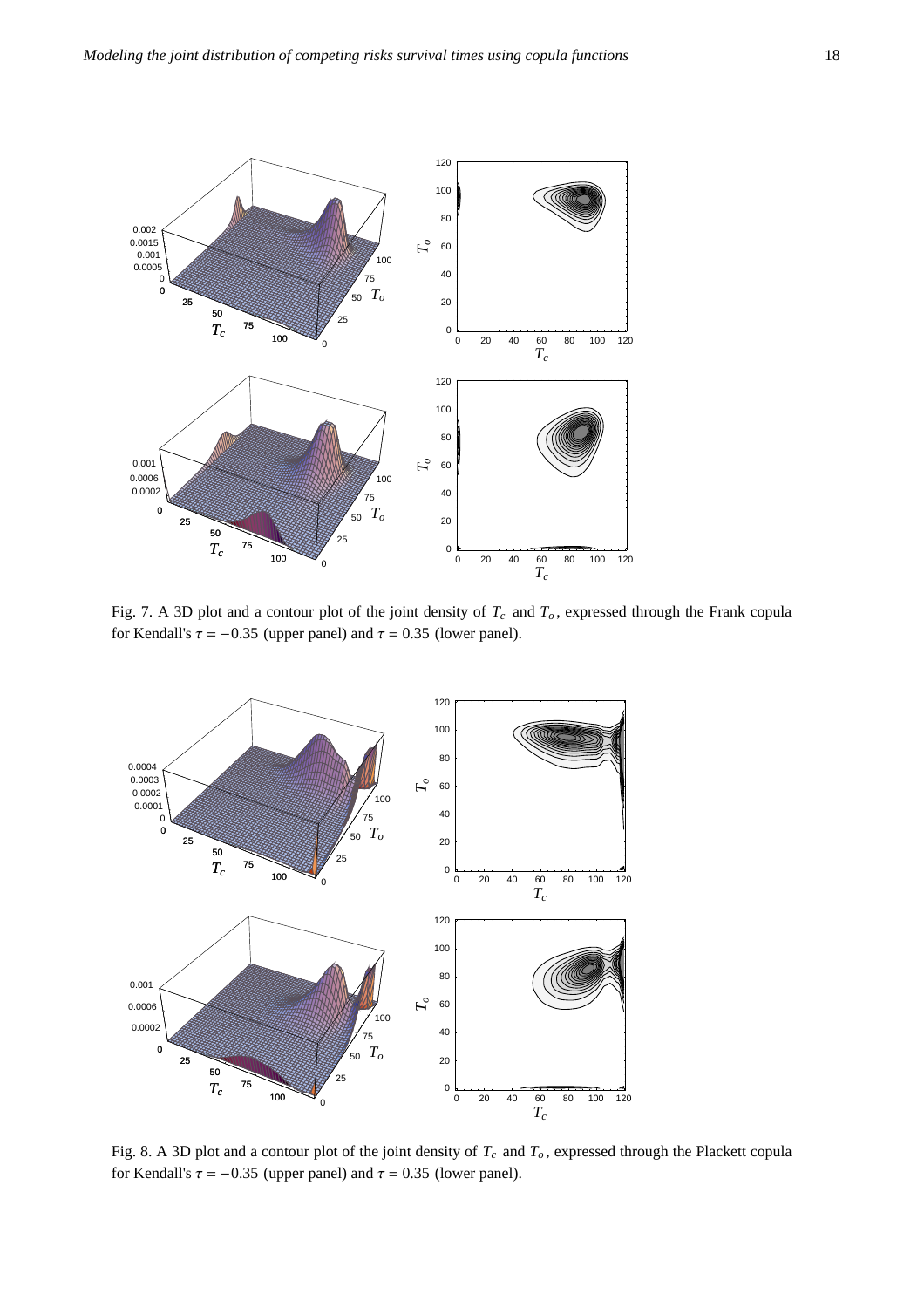Fig. 7. A 3D plot and a contour plot of the joint density of $T_c$ and $T_o$, expressed through the Frank copula for Kendall's $\tau = -0.35$ (upper panel) and $\tau = 0.35$ (lower panel).

Fig. 8. A 3D plot and a contour plot of the joint density of $T_c$ and $T_o$, expressed through the Plackett copula for Kendall's $\tau = -0.35$ (upper panel) and $\tau = 0.35$ (lower panel).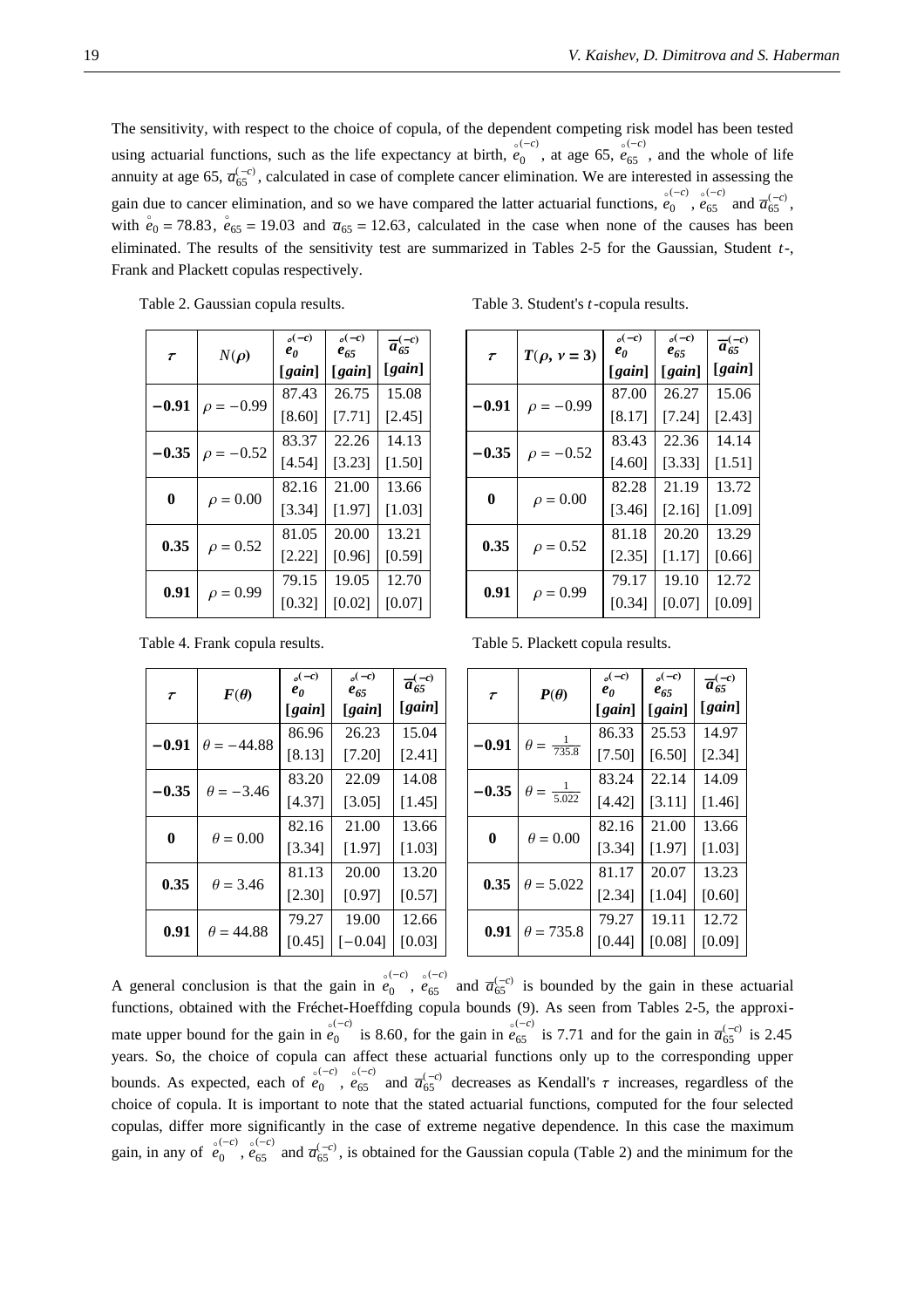The sensitivity, with respect to the choice of copula, of the dependent competing risk model has been tested using actuarial functions, such as the life expectancy at birth, $\overset{\circ}{e}{}_0^{(-c)}$, at age 65, $\overset{\circ}{e}{}_{65}^{(-c)}$, and the whole of life annuity at age 65, $\overline{a}_{65}^{(-c)}$, calculated in case of complete cancer elimination. We are interested in assessing the gain due to cancer elimination, and so we have compared the latter actuarial functions, $\overset{\circ}{e}{}_0^{(-c)}$, $\overset{\circ}{e}{}_{65}^{(-c)}$ and $\overline{a}_{65}^{(-c)}$, with $\overset{\circ}{e}_0 = 78.83$, $\overset{\circ}{e}_{65} = 19.03$ and $\overline{a}_{65} = 12.63$, calculated in the case when none of the causes has been eliminated. The results of the sensitivity test are summarized in Tables 2-5 for the Gaussian, Student $t$-, Frank and Plackett copulas respectively.

Table 2. Gaussian copula results.

| $\tau$ | $N(\rho)$ | $\overset{\circ}{e}{}_0^{(-c)}$ [gain] | $\overset{\circ}{e}{}_{65}^{(-c)}$ [gain] | $\overline{a}_{65}^{(-c)}$ [gain] |
|---|---|---|---|---|
| **−0.91** | $\rho = -0.99$ | 87.43 [8.60] | 26.75 [7.71] | 15.08 [2.45] |
| **−0.35** | $\rho = -0.52$ | 83.37 [4.54] | 22.26 [3.23] | 14.13 [1.50] |
| **0** | $\rho = 0.00$ | 82.16 [3.34] | 21.00 [1.97] | 13.66 [1.03] |
| **0.35** | $\rho = 0.52$ | 81.05 [2.22] | 20.00 [0.96] | 13.21 [0.59] |
| **0.91** | $\rho = 0.99$ | 79.15 [0.32] | 19.05 [0.02] | 12.70 [0.07] |

Table 3. Student's $t$-copula results.

| $\tau$ | $T(\rho,\ \nu = 3)$ | $\overset{\circ}{e}{}_0^{(-c)}$ [gain] | $\overset{\circ}{e}{}_{65}^{(-c)}$ [gain] | $\overline{a}_{65}^{(-c)}$ [gain] |
|---|---|---|---|---|
| **−0.91** | $\rho = -0.99$ | 87.00 [8.17] | 26.27 [7.24] | 15.06 [2.43] |
| **−0.35** | $\rho = -0.52$ | 83.43 [4.60] | 22.36 [3.33] | 14.14 [1.51] |
| **0** | $\rho = 0.00$ | 82.28 [3.46] | 21.19 [2.16] | 13.72 [1.09] |
| **0.35** | $\rho = 0.52$ | 81.18 [2.35] | 20.20 [1.17] | 13.29 [0.66] |
| **0.91** | $\rho = 0.99$ | 79.17 [0.34] | 19.10 [0.07] | 12.72 [0.09] |

Table 4. Frank copula results.

| $\tau$ | $F(\theta)$ | $\overset{\circ}{e}{}_0^{(-c)}$ [gain] | $\overset{\circ}{e}{}_{65}^{(-c)}$ [gain] | $\overline{a}_{65}^{(-c)}$ [gain] |
|---|---|---|---|---|
| **−0.91** | $\theta = -44.88$ | 86.96 [8.13] | 26.23 [7.20] | 15.04 [2.41] |
| **−0.35** | $\theta = -3.46$ | 83.20 [4.37] | 22.09 [3.05] | 14.08 [1.45] |
| **0** | $\theta = 0.00$ | 82.16 [3.34] | 21.00 [1.97] | 13.66 [1.03] |
| **0.35** | $\theta = 3.46$ | 81.13 [2.30] | 20.00 [0.97] | 13.20 [0.57] |
| **0.91** | $\theta = 44.88$ | 79.27 [0.45] | 19.00 [−0.04] | 12.66 [0.03] |

Table 5. Plackett copula results.

| $\tau$ | $P(\theta)$ | $\overset{\circ}{e}{}_0^{(-c)}$ [gain] | $\overset{\circ}{e}{}_{65}^{(-c)}$ [gain] | $\overline{a}_{65}^{(-c)}$ [gain] |
|---|---|---|---|---|
| **−0.91** | $\theta = \frac{1}{735.8}$ | 86.33 [7.50] | 25.53 [6.50] | 14.97 [2.34] |
| **−0.35** | $\theta = \frac{1}{5.022}$ | 83.24 [4.42] | 22.14 [3.11] | 14.09 [1.46] |
| **0** | $\theta = 0.00$ | 82.16 [3.34] | 21.00 [1.97] | 13.66 [1.03] |
| **0.35** | $\theta = 5.022$ | 81.17 [2.34] | 20.07 [1.04] | 13.23 [0.60] |
| **0.91** | $\theta = 735.8$ | 79.27 [0.44] | 19.11 [0.08] | 12.72 [0.09] |

A general conclusion is that the gain in $\overset{\circ}{e}{}_0^{(-c)}$, $\overset{\circ}{e}{}_{65}^{(-c)}$ and $\overline{a}_{65}^{(-c)}$ is bounded by the gain in these actuarial functions, obtained with the Fréchet-Hoeffding copula bounds (9). As seen from Tables 2-5, the approximate upper bound for the gain in $\overset{\circ}{e}{}_0^{(-c)}$ is 8.60, for the gain in $\overset{\circ}{e}{}_{65}^{(-c)}$ is 7.71 and for the gain in $\overline{a}_{65}^{(-c)}$ is 2.45 years. So, the choice of copula can affect these actuarial functions only up to the corresponding upper bounds. As expected, each of $\overset{\circ}{e}{}_0^{(-c)}$, $\overset{\circ}{e}{}_{65}^{(-c)}$ and $\overline{a}_{65}^{(-c)}$ decreases as Kendall's $\tau$ increases, regardless of the choice of copula. It is important to note that the stated actuarial functions, computed for the four selected copulas, differ more significantly in the case of extreme negative dependence. In this case the maximum gain, in any of $\overset{\circ}{e}{}_0^{(-c)}$, $\overset{\circ}{e}{}_{65}^{(-c)}$ and $\overline{a}_{65}^{(-c)}$, is obtained for the Gaussian copula (Table 2) and the minimum for the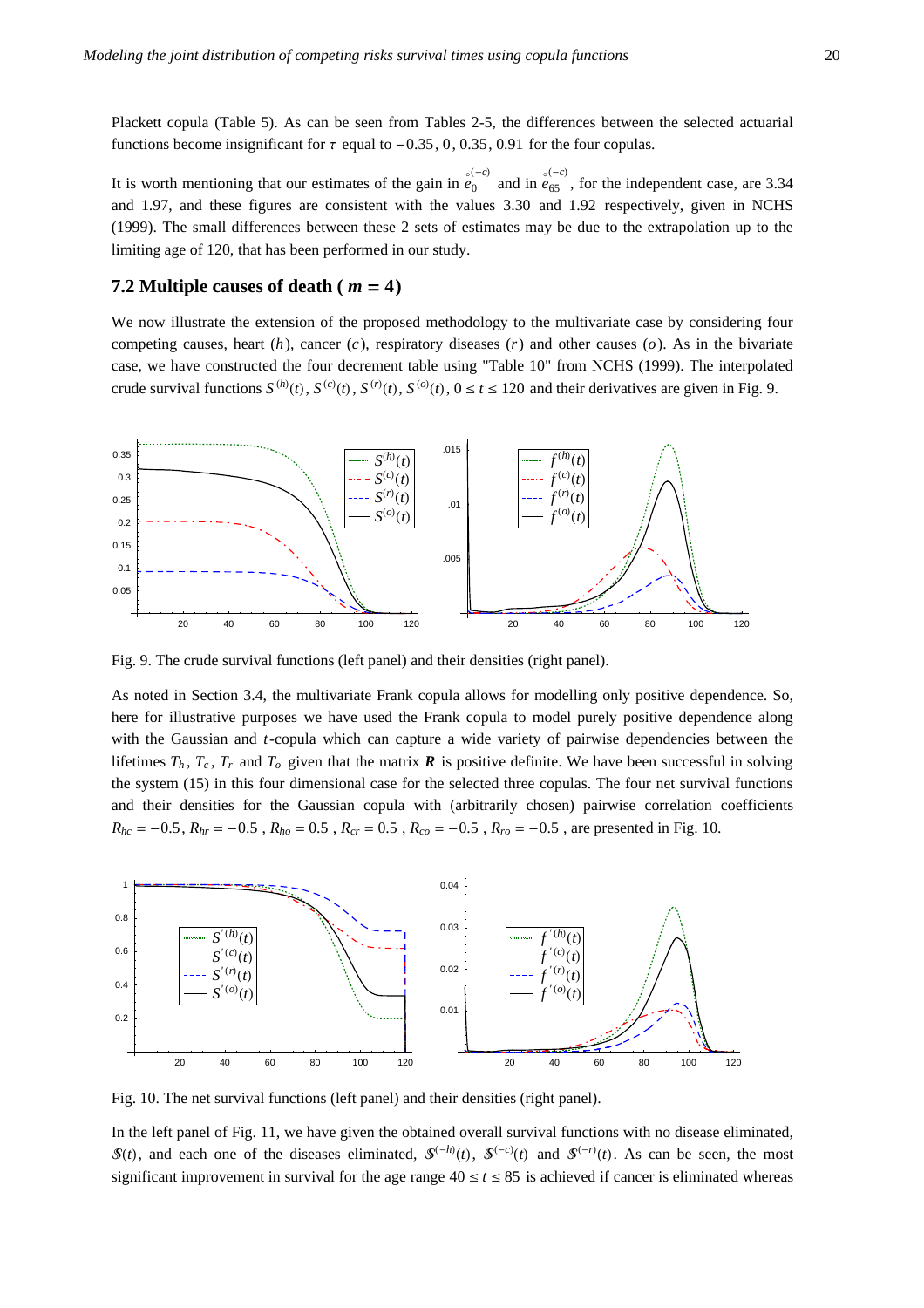Plackett copula (Table 5). As can be seen from Tables 2-5, the differences between the selected actuarial functions become insignificant for $\tau$ equal to $-0.35$, $0$, $0.35$, $0.91$ for the four copulas.

It is worth mentioning that our estimates of the gain in $\overset{\circ}{e}_0^{(-c)}$ and in $\overset{\circ}{e}_{65}^{(-c)}$, for the independent case, are 3.34 and 1.97, and these figures are consistent with the values 3.30 and 1.92 respectively, given in NCHS (1999). The small differences between these 2 sets of estimates may be due to the extrapolation up to the limiting age of 120, that has been performed in our study.

## 7.2 Multiple causes of death ( $m = 4$ )

We now illustrate the extension of the proposed methodology to the multivariate case by considering four competing causes, heart ($h$), cancer ($c$), respiratory diseases ($r$) and other causes ($o$). As in the bivariate case, we have constructed the four decrement table using "Table 10" from NCHS (1999). The interpolated crude survival functions $S^{(h)}(t)$, $S^{(c)}(t)$, $S^{(r)}(t)$, $S^{(o)}(t)$, $0 \le t \le 120$ and their derivatives are given in Fig. 9.

Fig. 9. The crude survival functions (left panel) and their densities (right panel).

As noted in Section 3.4, the multivariate Frank copula allows for modelling only positive dependence. So, here for illustrative purposes we have used the Frank copula to model purely positive dependence along with the Gaussian and $t$-copula which can capture a wide variety of pairwise dependencies between the lifetimes $T_h$, $T_c$, $T_r$ and $T_o$ given that the matrix $\boldsymbol{R}$ is positive definite. We have been successful in solving the system (15) in this four dimensional case for the selected three copulas. The four net survival functions and their densities for the Gaussian copula with (arbitrarily chosen) pairwise correlation coefficients $R_{hc} = -0.5$, $R_{hr} = -0.5$, $R_{ho} = 0.5$, $R_{cr} = 0.5$, $R_{co} = -0.5$, $R_{ro} = -0.5$, are presented in Fig. 10.

Fig. 10. The net survival functions (left panel) and their densities (right panel).

In the left panel of Fig. 11, we have given the obtained overall survival functions with no disease eliminated, $\mathbb{S}(t)$, and each one of the diseases eliminated, $\mathbb{S}^{(-h)}(t)$, $\mathbb{S}^{(-c)}(t)$ and $\mathbb{S}^{(-r)}(t)$. As can be seen, the most significant improvement in survival for the age range $40 \le t \le 85$ is achieved if cancer is eliminated whereas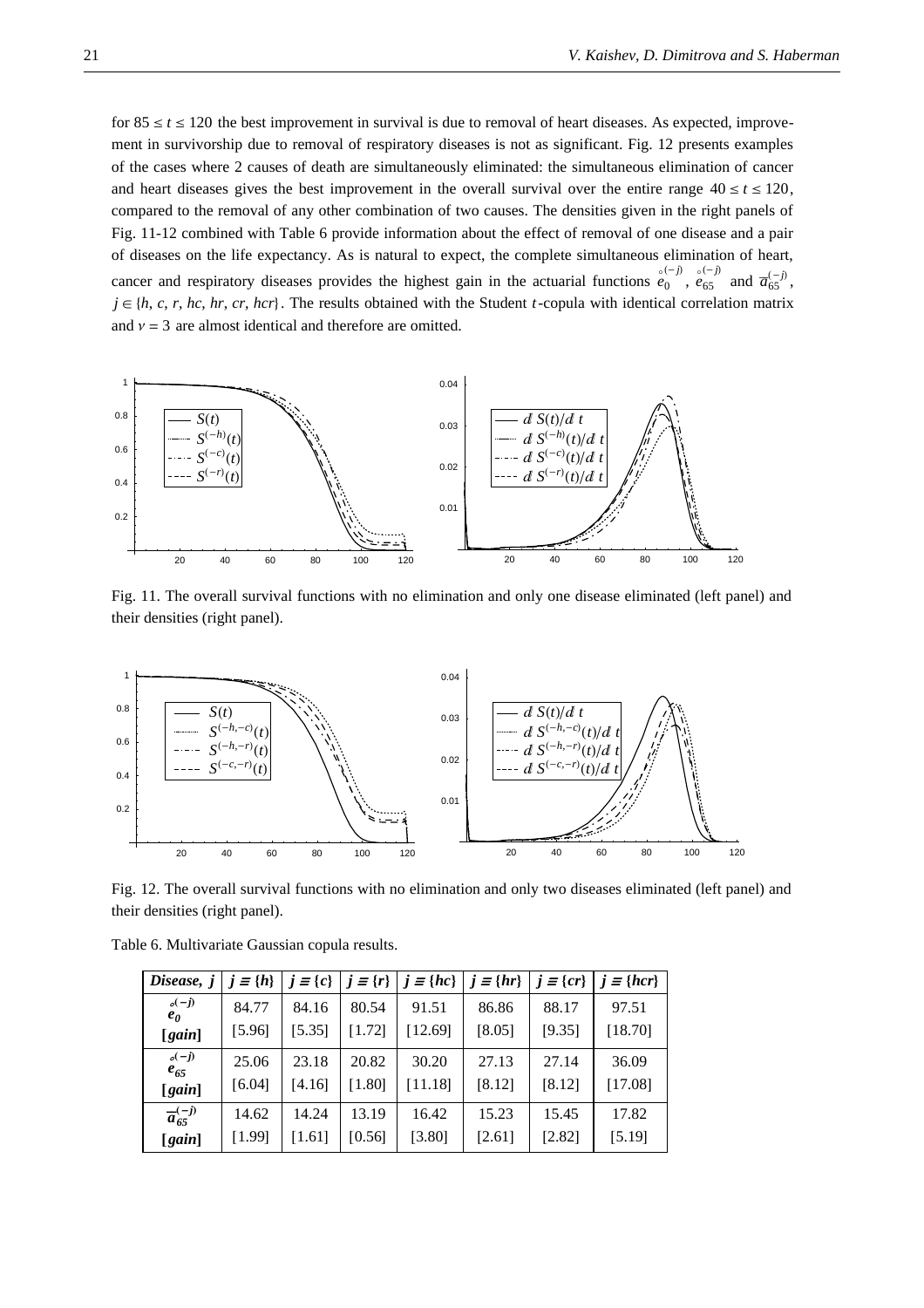for $85 \le t \le 120$ the best improvement in survival is due to removal of heart diseases. As expected, improvement in survivorship due to removal of respiratory diseases is not as significant. Fig. 12 presents examples of the cases where 2 causes of death are simultaneously eliminated: the simultaneous elimination of cancer and heart diseases gives the best improvement in the overall survival over the entire range $40 \le t \le 120$, compared to the removal of any other combination of two causes. The densities given in the right panels of Fig. 11-12 combined with Table 6 provide information about the effect of removal of one disease and a pair of diseases on the life expectancy. As is natural to expect, the complete simultaneous elimination of heart, cancer and respiratory diseases provides the highest gain in the actuarial functions $\overset{\circ}{e}{}_0^{(-j)}$, $\overset{\circ}{e}{}_{65}^{(-j)}$ and $\overline{a}_{65}^{(-j)}$, $j \in \{h, c, r, hc, hr, cr, hcr\}$. The results obtained with the Student $t$-copula with identical correlation matrix and $\nu = 3$ are almost identical and therefore are omitted.

Fig. 11. The overall survival functions with no elimination and only one disease eliminated (left panel) and their densities (right panel).

Fig. 12. The overall survival functions with no elimination and only two diseases eliminated (left panel) and their densities (right panel).

Table 6. Multivariate Gaussian copula results.

| ***Disease, j*** | $j \equiv \{h\}$ | $j \equiv \{c\}$ | $j \equiv \{r\}$ | $j \equiv \{hc\}$ | $j \equiv \{hr\}$ | $j \equiv \{cr\}$ | $j \equiv \{hcr\}$ |
|---|---|---|---|---|---|---|---|
| $\overset{\circ}{e}{}_0^{(-j)}$ | 84.77 | 84.16 | 80.54 | 91.51 | 86.86 | 88.17 | 97.51 |
| **[*gain*]** | [5.96] | [5.35] | [1.72] | [12.69] | [8.05] | [9.35] | [18.70] |
| $\overset{\circ}{e}{}_{65}^{(-j)}$ | 25.06 | 23.18 | 20.82 | 30.20 | 27.13 | 27.14 | 36.09 |
| **[*gain*]** | [6.04] | [4.16] | [1.80] | [11.18] | [8.12] | [8.12] | [17.08] |
| $\overline{a}_{65}^{(-j)}$ | 14.62 | 14.24 | 13.19 | 16.42 | 15.23 | 15.45 | 17.82 |
| **[*gain*]** | [1.99] | [1.61] | [0.56] | [3.80] | [2.61] | [2.82] | [5.19] |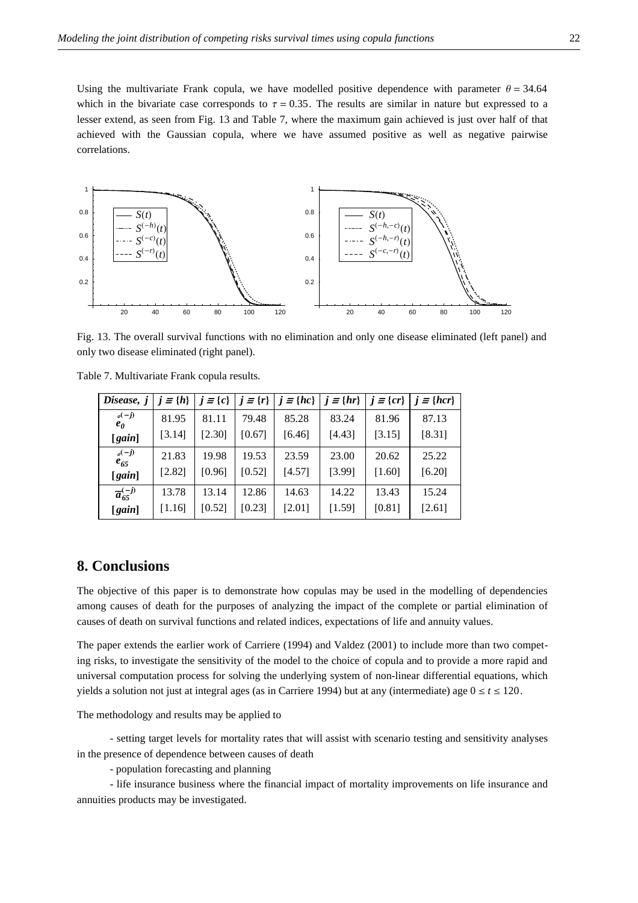Using the multivariate Frank copula, we have modelled positive dependence with parameter $\theta = 34.64$ which in the bivariate case corresponds to $\tau = 0.35$. The results are similar in nature but expressed to a lesser extend, as seen from Fig. 13 and Table 7, where the maximum gain achieved is just over half of that achieved with the Gaussian copula, where we have assumed positive as well as negative pairwise correlations.

Fig. 13. The overall survival functions with no elimination and only one disease eliminated (left panel) and only two disease eliminated (right panel).

Table 7. Multivariate Frank copula results.

| ***Disease, j*** | $j \equiv \{h\}$ | $j \equiv \{c\}$ | $j \equiv \{r\}$ | $j \equiv \{hc\}$ | $j \equiv \{hr\}$ | $j \equiv \{cr\}$ | $j \equiv \{hcr\}$ |
|---|---|---|---|---|---|---|---|
| $\mathring{e}_0^{(-j)}$ | 81.95 | 81.11 | 79.48 | 85.28 | 83.24 | 81.96 | 87.13 |
| **[*gain*]** | [3.14] | [2.30] | [0.67] | [6.46] | [4.43] | [3.15] | [8.31] |
| $\mathring{e}_{65}^{(-j)}$ | 21.83 | 19.98 | 19.53 | 23.59 | 23.00 | 20.62 | 25.22 |
| **[*gain*]** | [2.82] | [0.96] | [0.52] | [4.57] | [3.99] | [1.60] | [6.20] |
| $\bar{a}_{65}^{(-j)}$ | 13.78 | 13.14 | 12.86 | 14.63 | 14.22 | 13.43 | 15.24 |
| **[*gain*]** | [1.16] | [0.52] | [0.23] | [2.01] | [1.59] | [0.81] | [2.61] |

## 8. Conclusions

The objective of this paper is to demonstrate how copulas may be used in the modelling of dependencies among causes of death for the purposes of analyzing the impact of the complete or partial elimination of causes of death on survival functions and related indices, expectations of life and annuity values.

The paper extends the earlier work of Carriere (1994) and Valdez (2001) to include more than two competing risks, to investigate the sensitivity of the model to the choice of copula and to provide a more rapid and universal computation process for solving the underlying system of non-linear differential equations, which yields a solution not just at integral ages (as in Carriere 1994) but at any (intermediate) age $0 \le t \le 120$.

The methodology and results may be applied to

- setting target levels for mortality rates that will assist with scenario testing and sensitivity analyses in the presence of dependence between causes of death
- population forecasting and planning
- life insurance business where the financial impact of mortality improvements on life insurance and annuities products may be investigated.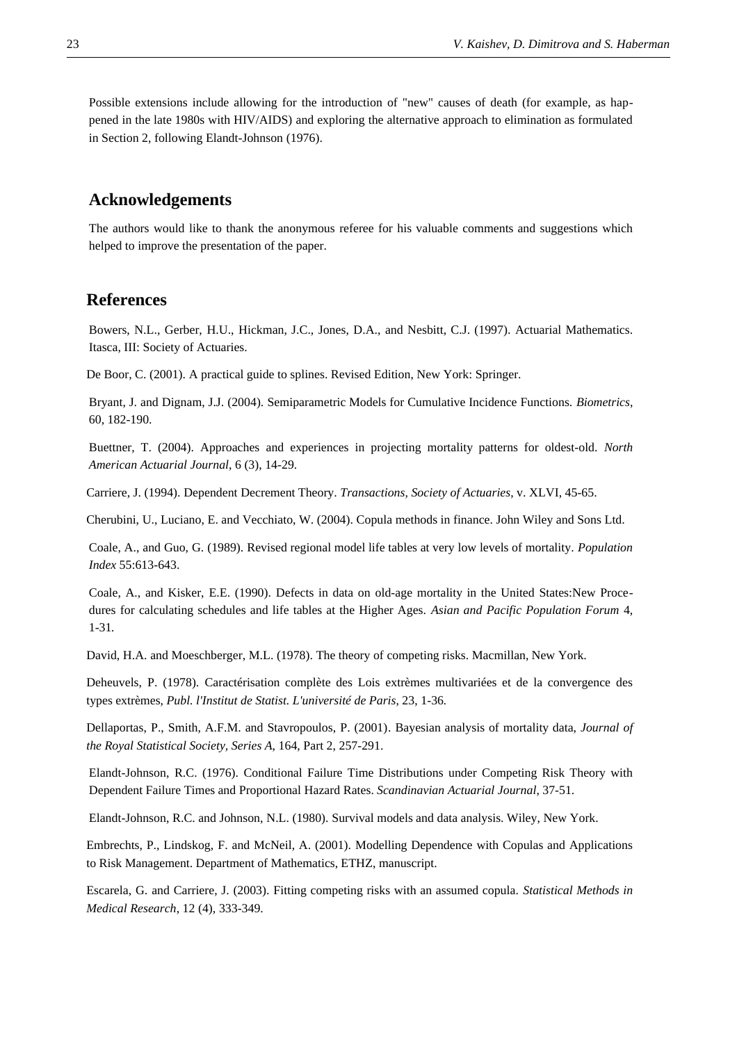Possible extensions include allowing for the introduction of "new" causes of death (for example, as happened in the late 1980s with HIV/AIDS) and exploring the alternative approach to elimination as formulated in Section 2, following Elandt-Johnson (1976).

## Acknowledgements

The authors would like to thank the anonymous referee for his valuable comments and suggestions which helped to improve the presentation of the paper.

## References

Bowers, N.L., Gerber, H.U., Hickman, J.C., Jones, D.A., and Nesbitt, C.J. (1997). Actuarial Mathematics. Itasca, III: Society of Actuaries.

De Boor, C. (2001). A practical guide to splines. Revised Edition, New York: Springer.

Bryant, J. and Dignam, J.J. (2004). Semiparametric Models for Cumulative Incidence Functions. *Biometrics*, 60, 182-190.

Buettner, T. (2004). Approaches and experiences in projecting mortality patterns for oldest-old. *North American Actuarial Journal*, 6 (3), 14-29.

Carriere, J. (1994). Dependent Decrement Theory. *Transactions, Society of Actuaries*, v. XLVI, 45-65.

Cherubini, U., Luciano, E. and Vecchiato, W. (2004). Copula methods in finance. John Wiley and Sons Ltd.

Coale, A., and Guo, G. (1989). Revised regional model life tables at very low levels of mortality. *Population Index* 55:613-643.

Coale, A., and Kisker, E.E. (1990). Defects in data on old-age mortality in the United States:New Procedures for calculating schedules and life tables at the Higher Ages. *Asian and Pacific Population Forum* 4, 1-31.

David, H.A. and Moeschberger, M.L. (1978). The theory of competing risks. Macmillan, New York.

Deheuvels, P. (1978). Caractérisation complète des Lois extrèmes multivariées et de la convergence des types extrèmes, *Publ. l'Institut de Statist. L'université de Paris*, 23, 1-36.

Dellaportas, P., Smith, A.F.M. and Stavropoulos, P. (2001). Bayesian analysis of mortality data, *Journal of the Royal Statistical Society, Series A*, 164, Part 2, 257-291.

Elandt-Johnson, R.C. (1976). Conditional Failure Time Distributions under Competing Risk Theory with Dependent Failure Times and Proportional Hazard Rates. *Scandinavian Actuarial Journal*, 37-51.

Elandt-Johnson, R.C. and Johnson, N.L. (1980). Survival models and data analysis. Wiley, New York.

Embrechts, P., Lindskog, F. and McNeil, A. (2001). Modelling Dependence with Copulas and Applications to Risk Management. Department of Mathematics, ETHZ, manuscript.

Escarela, G. and Carriere, J. (2003). Fitting competing risks with an assumed copula. *Statistical Methods in Medical Research*, 12 (4), 333-349.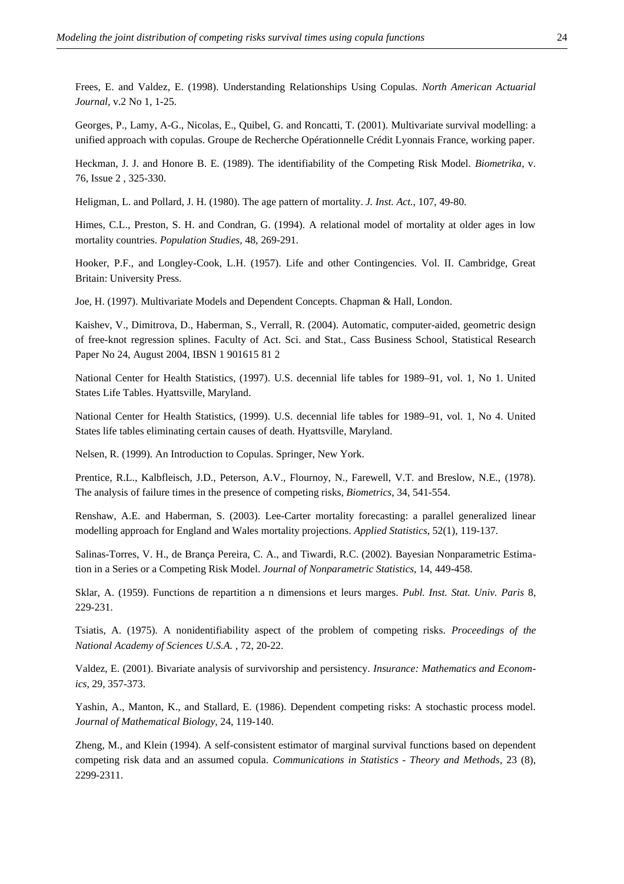Frees, E. and Valdez, E. (1998). Understanding Relationships Using Copulas. *North American Actuarial Journal*, v.2 No 1, 1-25.

Georges, P., Lamy, A-G., Nicolas, E., Quibel, G. and Roncatti, T. (2001). Multivariate survival modelling: a unified approach with copulas. Groupe de Recherche Opérationnelle Crédit Lyonnais France, working paper.

Heckman, J. J. and Honore B. E. (1989). The identifiability of the Competing Risk Model. *Biometrika*, v. 76, Issue 2 , 325-330.

Heligman, L. and Pollard, J. H. (1980). The age pattern of mortality. *J. Inst. Act.*, 107, 49-80.

Himes, C.L., Preston, S. H. and Condran, G. (1994). A relational model of mortality at older ages in low mortality countries. *Population Studies*, 48, 269-291.

Hooker, P.F., and Longley-Cook, L.H. (1957). Life and other Contingencies. Vol. II. Cambridge, Great Britain: University Press.

Joe, H. (1997). Multivariate Models and Dependent Concepts. Chapman & Hall, London.

Kaishev, V., Dimitrova, D., Haberman, S., Verrall, R. (2004). Automatic, computer-aided, geometric design of free-knot regression splines. Faculty of Act. Sci. and Stat., Cass Business School, Statistical Research Paper No 24, August 2004, IBSN 1 901615 81 2

National Center for Health Statistics, (1997). U.S. decennial life tables for 1989–91, vol. 1, No 1. United States Life Tables. Hyattsville, Maryland.

National Center for Health Statistics, (1999). U.S. decennial life tables for 1989–91, vol. 1, No 4. United States life tables eliminating certain causes of death. Hyattsville, Maryland.

Nelsen, R. (1999). An Introduction to Copulas. Springer, New York.

Prentice, R.L., Kalbfleisch, J.D., Peterson, A.V., Flournoy, N., Farewell, V.T. and Breslow, N.E., (1978). The analysis of failure times in the presence of competing risks, *Biometrics*, 34, 541-554.

Renshaw, A.E. and Haberman, S. (2003). Lee-Carter mortality forecasting: a parallel generalized linear modelling approach for England and Wales mortality projections. *Applied Statistics*, 52(1), 119-137.

Salinas-Torres, V. H., de Branças Pereira, C. A., and Tiwardi, R.C. (2002). Bayesian Nonparametric Estimation in a Series or a Competing Risk Model. *Journal of Nonparametric Statistics*, 14, 449-458.

Sklar, A. (1959). Functions de repartition a n dimensions et leurs marges. *Publ. Inst. Stat. Univ. Paris* 8, 229-231.

Tsiatis, A. (1975). A nonidentifiability aspect of the problem of competing risks. *Proceedings of the National Academy of Sciences U.S.A.* , 72, 20-22.

Valdez, E. (2001). Bivariate analysis of survivorship and persistency. *Insurance: Mathematics and Economics*, 29, 357-373.

Yashin, A., Manton, K., and Stallard, E. (1986). Dependent competing risks: A stochastic process model. *Journal of Mathematical Biology*, 24, 119-140.

Zheng, M., and Klein (1994). A self-consistent estimator of marginal survival functions based on dependent competing risk data and an assumed copula. *Communications in Statistics - Theory and Methods*, 23 (8), 2299-2311.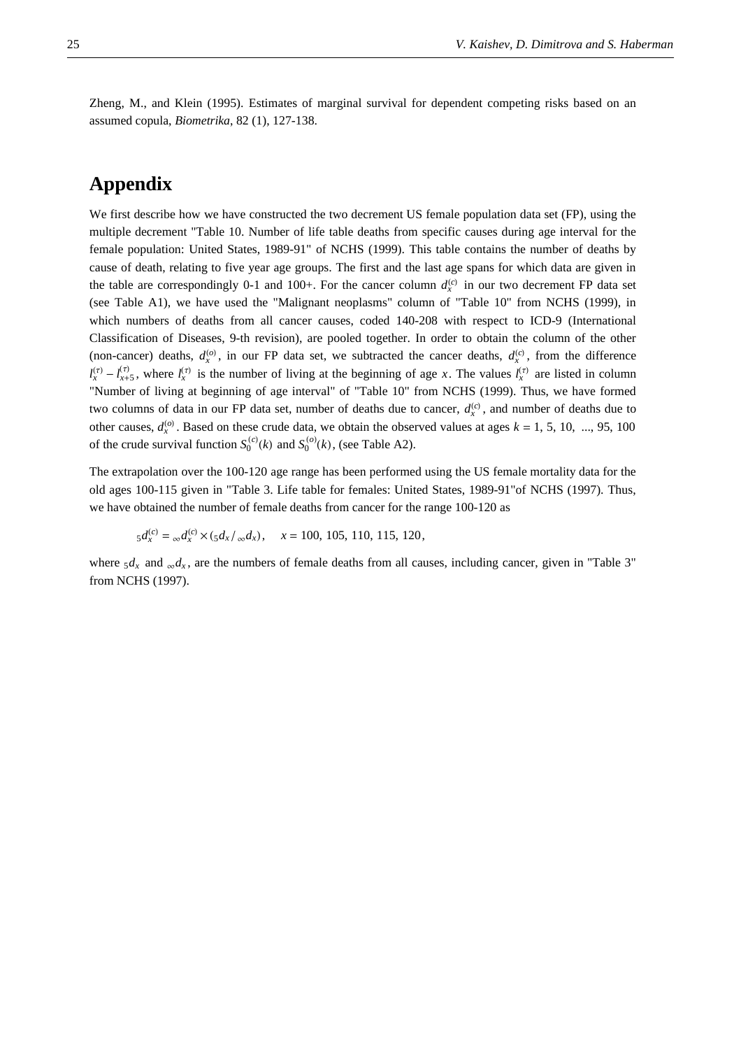Zheng, M., and Klein (1995). Estimates of marginal survival for dependent competing risks based on an assumed copula, *Biometrika*, 82 (1), 127-138.

# Appendix

We first describe how we have constructed the two decrement US female population data set (FP), using the multiple decrement "Table 10. Number of life table deaths from specific causes during age interval for the female population: United States, 1989-91" of NCHS (1999). This table contains the number of deaths by cause of death, relating to five year age groups. The first and the last age spans for which data are given in the table are correspondingly 0-1 and 100+. For the cancer column $d_x^{(c)}$ in our two decrement FP data set (see Table A1), we have used the "Malignant neoplasms" column of "Table 10" from NCHS (1999), in which numbers of deaths from all cancer causes, coded 140-208 with respect to ICD-9 (International Classification of Diseases, 9-th revision), are pooled together. In order to obtain the column of the other (non-cancer) deaths, $d_x^{(o)}$, in our FP data set, we subtracted the cancer deaths, $d_x^{(c)}$, from the difference $l_x^{(\tau)} - l_{x+5}^{(\tau)}$, where $l_x^{(\tau)}$ is the number of living at the beginning of age $x$. The values $l_x^{(\tau)}$ are listed in column "Number of living at beginning of age interval" of "Table 10" from NCHS (1999). Thus, we have formed two columns of data in our FP data set, number of deaths due to cancer, $d_x^{(c)}$, and number of deaths due to other causes, $d_x^{(o)}$. Based on these crude data, we obtain the observed values at ages $k$ = 1, 5, 10, ..., 95, 100 of the crude survival function $S_0^{(c)}(k)$ and $S_0^{(o)}(k)$, (see Table A2).

The extrapolation over the 100-120 age range has been performed using the US female mortality data for the old ages 100-115 given in "Table 3. Life table for females: United States, 1989-91"of NCHS (1997). Thus, we have obtained the number of female deaths from cancer for the range 100-120 as

$$ {}_5d_x^{(c)} = {}_\infty d_x^{(c)} \times ({}_5d_x / {}_\infty d_x), \quad x = 100,\ 105,\ 110,\ 115,\ 120, $$

where ${}_5d_x$ and ${}_\infty d_x$, are the numbers of female deaths from all causes, including cancer, given in "Table 3" from NCHS (1997).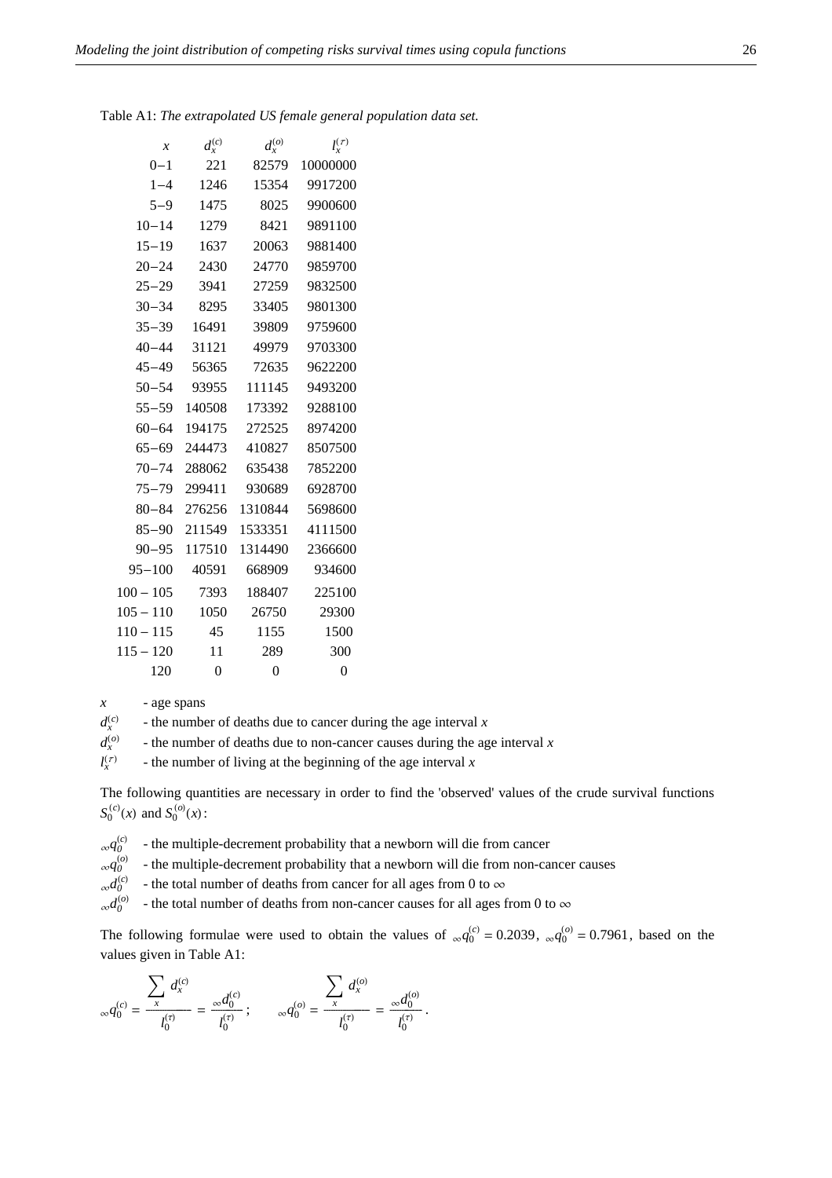Table A1: *The extrapolated US female general population data set.*

| $x$ | $d_x^{(c)}$ | $d_x^{(o)}$ | $l_x^{(\tau)}$ |
|---|---|---|---|
| $0-1$ | 221 | 82579 | 10000000 |
| $1-4$ | 1246 | 15354 | 9917200 |
| $5-9$ | 1475 | 8025 | 9900600 |
| $10-14$ | 1279 | 8421 | 9891100 |
| $15-19$ | 1637 | 20063 | 9881400 |
| $20-24$ | 2430 | 24770 | 9859700 |
| $25-29$ | 3941 | 27259 | 9832500 |
| $30-34$ | 8295 | 33405 | 9801300 |
| $35-39$ | 16491 | 39809 | 9759600 |
| $40-44$ | 31121 | 49979 | 9703300 |
| $45-49$ | 56365 | 72635 | 9622200 |
| $50-54$ | 93955 | 111145 | 9493200 |
| $55-59$ | 140508 | 173392 | 9288100 |
| $60-64$ | 194175 | 272525 | 8974200 |
| $65-69$ | 244473 | 410827 | 8507500 |
| $70-74$ | 288062 | 635438 | 7852200 |
| $75-79$ | 299411 | 930689 | 6928700 |
| $80-84$ | 276256 | 1310844 | 5698600 |
| $85-90$ | 211549 | 1533351 | 4111500 |
| $90-95$ | 117510 | 1314490 | 2366600 |
| $95-100$ | 40591 | 668909 | 934600 |
| $100-105$ | 7393 | 188407 | 225100 |
| $105-110$ | 1050 | 26750 | 29300 |
| $110-115$ | 45 | 1155 | 1500 |
| $115-120$ | 11 | 289 | 300 |
| 120 | 0 | 0 | 0 |

$x$ - age spans

$d_x^{(c)}$ - the number of deaths due to cancer during the age interval $x$

$d_x^{(o)}$ - the number of deaths due to non-cancer causes during the age interval $x$

$l_x^{(\tau)}$ - the number of living at the beginning of the age interval $x$

The following quantities are necessary in order to find the 'observed' values of the crude survival functions $S_0^{(c)}(x)$ and $S_0^{(o)}(x)$:

${}_{\infty}q_0^{(c)}$ - the multiple-decrement probability that a newborn will die from cancer

${}_{\infty}q_0^{(o)}$ - the multiple-decrement probability that a newborn will die from non-cancer causes

${}_{\infty}d_0^{(c)}$ - the total number of deaths from cancer for all ages from 0 to $\infty$

${}_{\infty}d_0^{(o)}$ - the total number of deaths from non-cancer causes for all ages from 0 to $\infty$

The following formulae were used to obtain the values of ${}_{\infty}q_0^{(c)} = 0.2039$, ${}_{\infty}q_0^{(o)} = 0.7961$, based on the values given in Table A1:

$$
{}_{\infty}q_0^{(c)} = \frac{\sum_x d_x^{(c)}}{l_0^{(\tau)}} = \frac{{}_{\infty}d_0^{(c)}}{l_0^{(\tau)}}; \qquad {}_{\infty}q_0^{(o)} = \frac{\sum_x d_x^{(o)}}{l_0^{(\tau)}} = \frac{{}_{\infty}d_0^{(o)}}{l_0^{(\tau)}}.
$$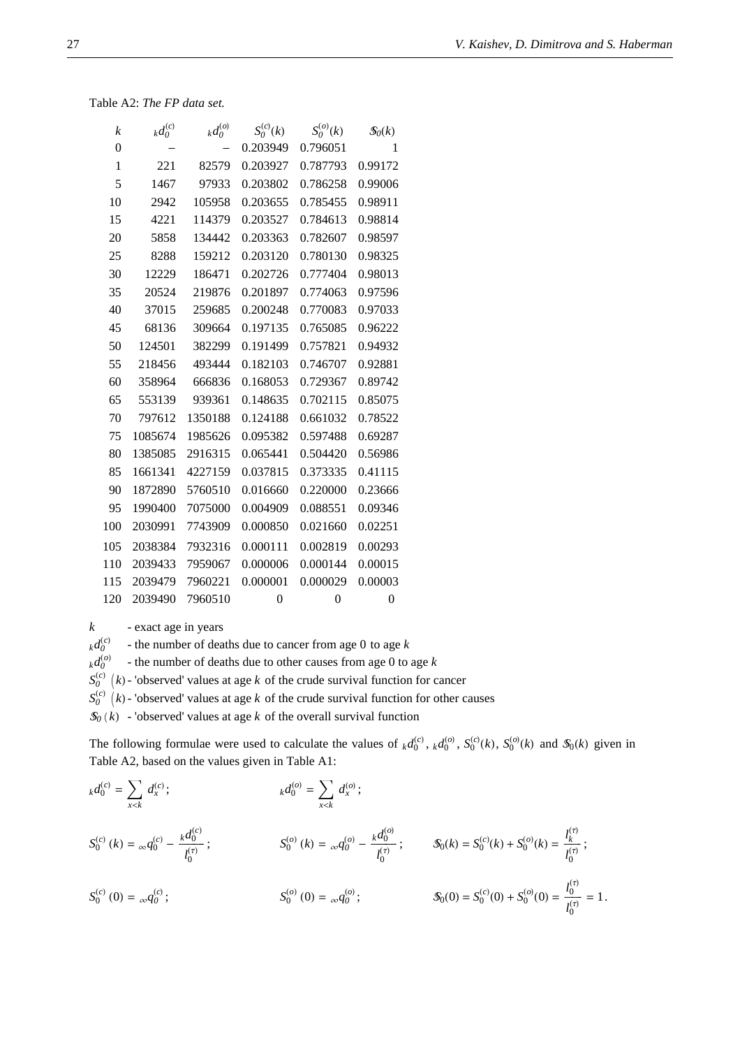Table A2: *The FP data set.*

| $k$ | ${}_kd_0^{(c)}$ | ${}_kd_0^{(o)}$ | $S_0^{(c)}(k)$ | $S_0^{(o)}(k)$ | $\mathcal{S}_0(k)$ |
|---|---|---|---|---|---|
| 0 | – | – | 0.203949 | 0.796051 | 1 |
| 1 | 221 | 82579 | 0.203927 | 0.787793 | 0.99172 |
| 5 | 1467 | 97933 | 0.203802 | 0.786258 | 0.99006 |
| 10 | 2942 | 105958 | 0.203655 | 0.785455 | 0.98911 |
| 15 | 4221 | 114379 | 0.203527 | 0.784613 | 0.98814 |
| 20 | 5858 | 134442 | 0.203363 | 0.782607 | 0.98597 |
| 25 | 8288 | 159212 | 0.203120 | 0.780130 | 0.98325 |
| 30 | 12229 | 186471 | 0.202726 | 0.777404 | 0.98013 |
| 35 | 20524 | 219876 | 0.201897 | 0.774063 | 0.97596 |
| 40 | 37015 | 259685 | 0.200248 | 0.770083 | 0.97033 |
| 45 | 68136 | 309664 | 0.197135 | 0.765085 | 0.96222 |
| 50 | 124501 | 382299 | 0.191499 | 0.757821 | 0.94932 |
| 55 | 218456 | 493444 | 0.182103 | 0.746707 | 0.92881 |
| 60 | 358964 | 666836 | 0.168053 | 0.729367 | 0.89742 |
| 65 | 553139 | 939361 | 0.148635 | 0.702115 | 0.85075 |
| 70 | 797612 | 1350188 | 0.124188 | 0.661032 | 0.78522 |
| 75 | 1085674 | 1985626 | 0.095382 | 0.597488 | 0.69287 |
| 80 | 1385085 | 2916315 | 0.065441 | 0.504420 | 0.56986 |
| 85 | 1661341 | 4227159 | 0.037815 | 0.373335 | 0.41115 |
| 90 | 1872890 | 5760510 | 0.016660 | 0.220000 | 0.23666 |
| 95 | 1990400 | 7075000 | 0.004909 | 0.088551 | 0.09346 |
| 100 | 2030991 | 7743909 | 0.000850 | 0.021660 | 0.02251 |
| 105 | 2038384 | 7932316 | 0.000111 | 0.002819 | 0.00293 |
| 110 | 2039433 | 7959067 | 0.000006 | 0.000144 | 0.00015 |
| 115 | 2039479 | 7960221 | 0.000001 | 0.000029 | 0.00003 |
| 120 | 2039490 | 7960510 | 0 | 0 | 0 |

$k$ - exact age in years

${}_kd_0^{(c)}$ - the number of deaths due to cancer from age 0 to age $k$

${}_kd_0^{(o)}$ - the number of deaths due to other causes from age 0 to age $k$

$S_0^{(c)}(k)$ - 'observed' values at age $k$ of the crude survival function for cancer

$S_0^{(c)}(k)$ - 'observed' values at age $k$ of the crude survival function for other causes

$\mathcal{S}_0(k)$ - 'observed' values at age $k$ of the overall survival function

The following formulae were used to calculate the values of ${}_kd_0^{(c)}$, ${}_kd_0^{(o)}$, $S_0^{(c)}(k)$, $S_0^{(o)}(k)$ and $\mathcal{S}_0(k)$ given in Table A2, based on the values given in Table A1:

$$ {}_kd_0^{(c)} = \sum_{x<k} d_x^{(c)}; \qquad {}_kd_0^{(o)} = \sum_{x<k} d_x^{(o)}; $$

$$ S_0^{(c)}(k) = {}_\infty q_0^{(c)} - \frac{{}_kd_0^{(c)}}{l_0^{(\tau)}}; \qquad S_0^{(o)}(k) = {}_\infty q_0^{(o)} - \frac{{}_kd_0^{(o)}}{l_0^{(\tau)}}; \qquad \mathcal{S}_0(k) = S_0^{(c)}(k) + S_0^{(o)}(k) = \frac{l_k^{(\tau)}}{l_0^{(\tau)}}; $$

$$ S_0^{(c)}(0) = {}_\infty q_0^{(c)}; \qquad S_0^{(o)}(0) = {}_\infty q_0^{(o)}; \qquad \mathcal{S}_0(0) = S_0^{(c)}(0) + S_0^{(o)}(0) = \frac{l_0^{(\tau)}}{l_0^{(\tau)}} = 1. $$